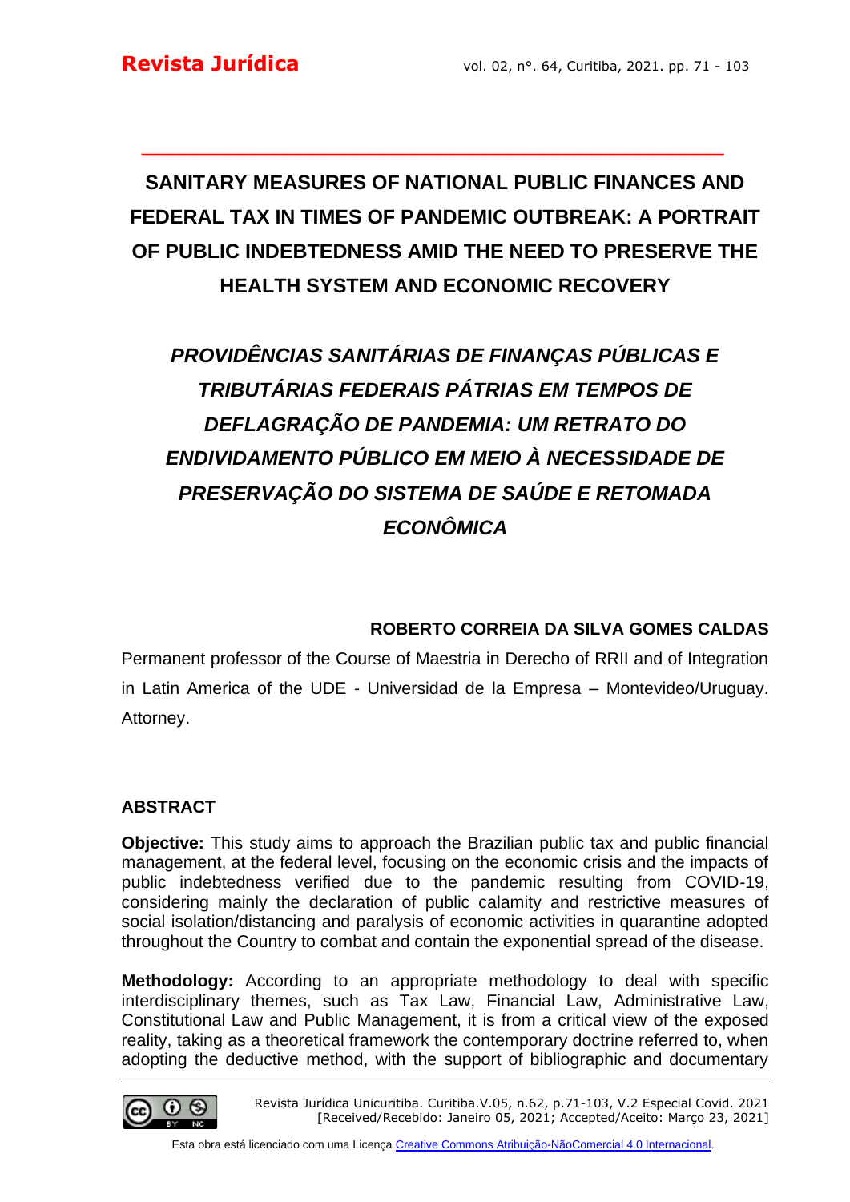# SANITARY MEASURES OF NATIONAL PUBLIC FINANCES AND FEDERAL TAX IN TIMES OF PANDEMIC OUTBREAK: A PORTRAIT OF PUBLIC INDEBTEDNESS AMID THE NEED TO PRESERVE THE HEALTH SYSTEM AND ECONOMIC RECOVERY

## *PROVIDÊNCIAS SANITÁRIAS DE FINANÇAS PÚBLICAS E TRIBUTÁRIAS FEDERAIS PÁTRIAS EM TEMPOS DE DEFLAGRAÇÃO DE PANDEMIA: UM RETRATO DO ENDIVIDAMENTO PÚBLICO EM MEIO À NECESSIDADE DE PRESERVAÇÃO DO SISTEMA DE SAÚDE E RETOMADA ECONÔMICA*

**ROBERTO CORREIA DA SILVA GOMES CALDAS**

Permanent professor of the Course of Maestria in Derecho of RRII and of Integration in Latin America of the UDE - Universidad de la Empresa – Montevideo/Uruguay. Attorney.

## ABSTRACT

**Objective:** This study aims to approach the Brazilian public tax and public financial management, at the federal level, focusing on the economic crisis and the impacts of public indebtedness verified due to the pandemic resulting from COVID-19, considering mainly the declaration of public calamity and restrictive measures of social isolation/distancing and paralysis of economic activities in quarantine adopted throughout the Country to combat and contain the exponential spread of the disease.

**Methodology:** According to an appropriate methodology to deal with specific interdisciplinary themes, such as Tax Law, Financial Law, Administrative Law, Constitutional Law and Public Management, it is from a critical view of the exposed reality, taking as a theoretical framework the contemporary doctrine referred to, when adopting the deductive method, with the support of bibliographic and documentary

Revista Jurídica Unicuritiba. Curitiba.V.05, n.62, p.71-103, V.2 Especial Covid. 2021
[Received/Recebido: Janeiro 05, 2021; Accepted/Aceito: Março 23, 2021]

Esta obra está licenciado com uma Licença Creative Commons Atribuição-NãoComercial 4.0 Internacional.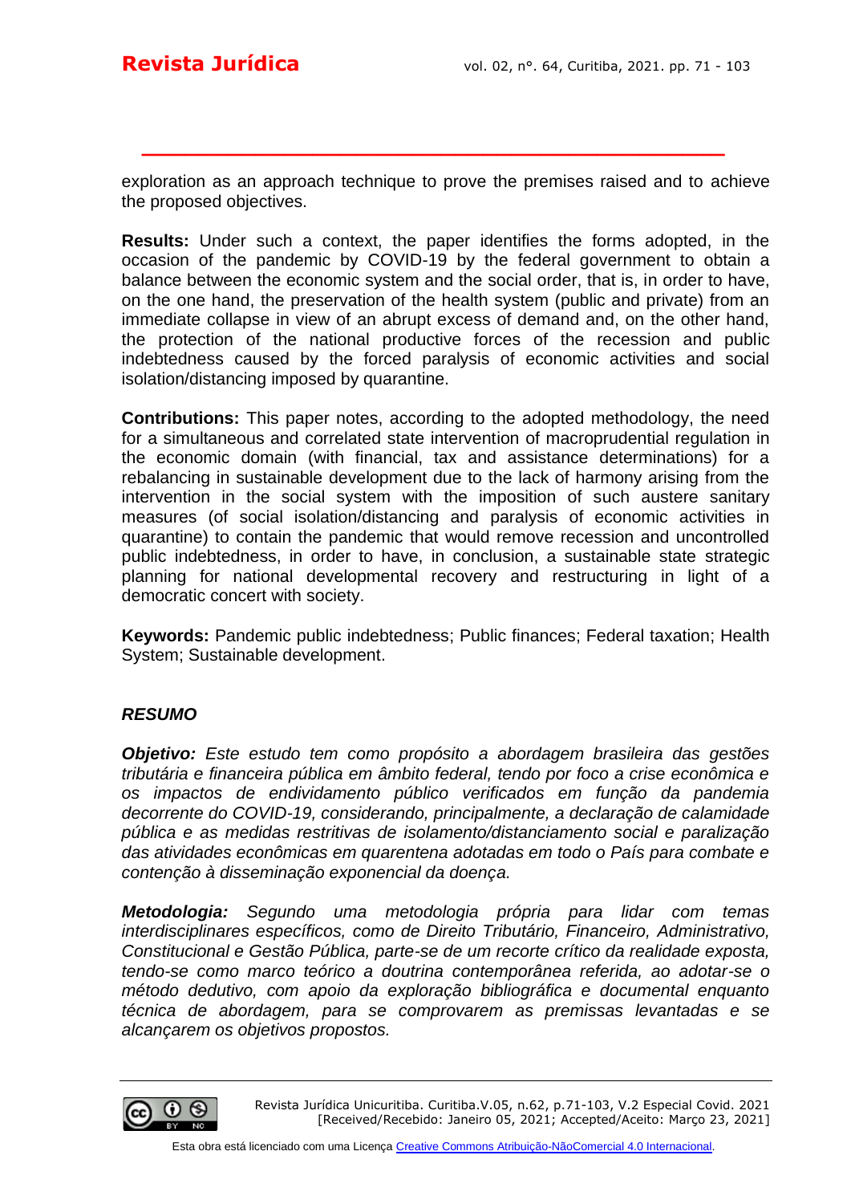exploration as an approach technique to prove the premises raised and to achieve the proposed objectives.

**Results:** Under such a context, the paper identifies the forms adopted, in the occasion of the pandemic by COVID-19 by the federal government to obtain a balance between the economic system and the social order, that is, in order to have, on the one hand, the preservation of the health system (public and private) from an immediate collapse in view of an abrupt excess of demand and, on the other hand, the protection of the national productive forces of the recession and public indebtedness caused by the forced paralysis of economic activities and social isolation/distancing imposed by quarantine.

**Contributions:** This paper notes, according to the adopted methodology, the need for a simultaneous and correlated state intervention of macroprudential regulation in the economic domain (with financial, tax and assistance determinations) for a rebalancing in sustainable development due to the lack of harmony arising from the intervention in the social system with the imposition of such austere sanitary measures (of social isolation/distancing and paralysis of economic activities in quarantine) to contain the pandemic that would remove recession and uncontrolled public indebtedness, in order to have, in conclusion, a sustainable state strategic planning for national developmental recovery and restructuring in light of a democratic concert with society.

**Keywords:** Pandemic public indebtedness; Public finances; Federal taxation; Health System; Sustainable development.

### *RESUMO*

***Objetivo:*** *Este estudo tem como propósito a abordagem brasileira das gestões tributária e financeira pública em âmbito federal, tendo por foco a crise econômica e os impactos de endividamento público verificados em função da pandemia decorrente do COVID-19, considerando, principalmente, a declaração de calamidade pública e as medidas restritivas de isolamento/distanciamento social e paralização das atividades econômicas em quarentena adotadas em todo o País para combate e contenção à disseminação exponencial da doença.*

***Metodologia:*** *Segundo uma metodologia própria para lidar com temas interdisciplinares específicos, como de Direito Tributário, Financeiro, Administrativo, Constitucional e Gestão Pública, parte-se de um recorte crítico da realidade exposta, tendo-se como marco teórico a doutrina contemporânea referida, ao adotar-se o método dedutivo, com apoio da exploração bibliográfica e documental enquanto técnica de abordagem, para se comprovarem as premissas levantadas e se alcançarem os objetivos propostos.*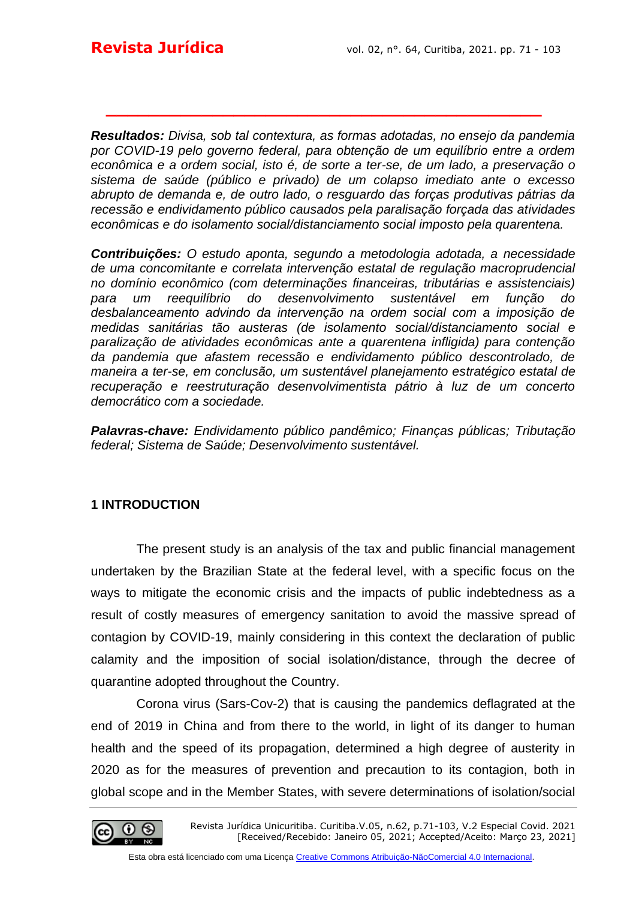***Resultados:*** *Divisa, sob tal contextura, as formas adotadas, no ensejo da pandemia por COVID-19 pelo governo federal, para obtenção de um equilíbrio entre a ordem econômica e a ordem social, isto é, de sorte a ter-se, de um lado, a preservação o sistema de saúde (público e privado) de um colapso imediato ante o excesso abrupto de demanda e, de outro lado, o resguardo das forças produtivas pátrias da recessão e endividamento público causados pela paralisação forçada das atividades econômicas e do isolamento social/distanciamento social imposto pela quarentena.*

***Contribuições:*** *O estudo aponta, segundo a metodologia adotada, a necessidade de uma concomitante e correlata intervenção estatal de regulação macroprudencial no domínio econômico (com determinações financeiras, tributárias e assistenciais) para um reequilíbrio do desenvolvimento sustentável em função do desbalanceamento advindo da intervenção na ordem social com a imposição de medidas sanitárias tão austeras (de isolamento social/distanciamento social e paralização de atividades econômicas ante a quarentena infligida) para contenção da pandemia que afastem recessão e endividamento público descontrolado, de maneira a ter-se, em conclusão, um sustentável planejamento estratégico estatal de recuperação e reestruturação desenvolvimentista pátrio à luz de um concerto democrático com a sociedade.*

***Palavras-chave:*** *Endividamento público pandêmico; Finanças públicas; Tributação federal; Sistema de Saúde; Desenvolvimento sustentável.*

## 1 INTRODUCTION

The present study is an analysis of the tax and public financial management undertaken by the Brazilian State at the federal level, with a specific focus on the ways to mitigate the economic crisis and the impacts of public indebtedness as a result of costly measures of emergency sanitation to avoid the massive spread of contagion by COVID-19, mainly considering in this context the declaration of public calamity and the imposition of social isolation/distance, through the decree of quarantine adopted throughout the Country.

Corona virus (Sars-Cov-2) that is causing the pandemics deflagrated at the end of 2019 in China and from there to the world, in light of its danger to human health and the speed of its propagation, determined a high degree of austerity in 2020 as for the measures of prevention and precaution to its contagion, both in global scope and in the Member States, with severe determinations of isolation/social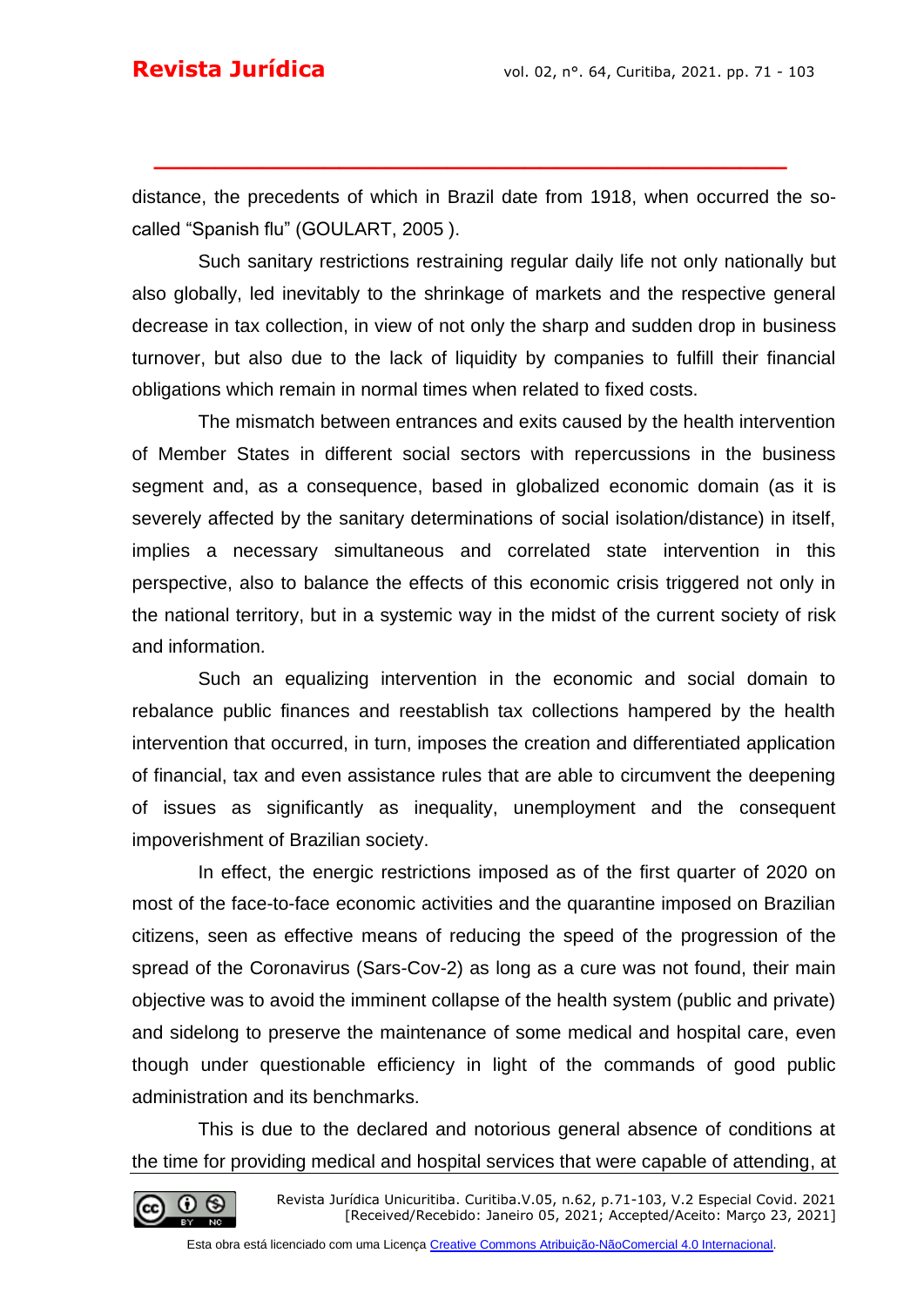distance, the precedents of which in Brazil date from 1918, when occurred the so-called “Spanish flu” (GOULART, 2005 ).

Such sanitary restrictions restraining regular daily life not only nationally but also globally, led inevitably to the shrinkage of markets and the respective general decrease in tax collection, in view of not only the sharp and sudden drop in business turnover, but also due to the lack of liquidity by companies to fulfill their financial obligations which remain in normal times when related to fixed costs.

The mismatch between entrances and exits caused by the health intervention of Member States in different social sectors with repercussions in the business segment and, as a consequence, based in globalized economic domain (as it is severely affected by the sanitary determinations of social isolation/distance) in itself, implies a necessary simultaneous and correlated state intervention in this perspective, also to balance the effects of this economic crisis triggered not only in the national territory, but in a systemic way in the midst of the current society of risk and information.

Such an equalizing intervention in the economic and social domain to rebalance public finances and reestablish tax collections hampered by the health intervention that occurred, in turn, imposes the creation and differentiated application of financial, tax and even assistance rules that are able to circumvent the deepening of issues as significantly as inequality, unemployment and the consequent impoverishment of Brazilian society.

In effect, the energic restrictions imposed as of the first quarter of 2020 on most of the face-to-face economic activities and the quarantine imposed on Brazilian citizens, seen as effective means of reducing the speed of the progression of the spread of the Coronavirus (Sars-Cov-2) as long as a cure was not found, their main objective was to avoid the imminent collapse of the health system (public and private) and sidelong to preserve the maintenance of some medical and hospital care, even though under questionable efficiency in light of the commands of good public administration and its benchmarks.

This is due to the declared and notorious general absence of conditions at the time for providing medical and hospital services that were capable of attending, at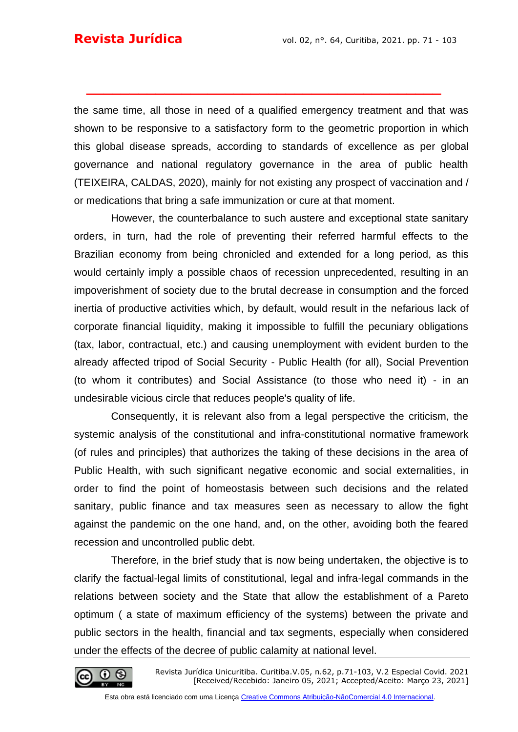the same time, all those in need of a qualified emergency treatment and that was shown to be responsive to a satisfactory form to the geometric proportion in which this global disease spreads, according to standards of excellence as per global governance and national regulatory governance in the area of public health (TEIXEIRA, CALDAS, 2020), mainly for not existing any prospect of vaccination and / or medications that bring a safe immunization or cure at that moment.

However, the counterbalance to such austere and exceptional state sanitary orders, in turn, had the role of preventing their referred harmful effects to the Brazilian economy from being chronicled and extended for a long period, as this would certainly imply a possible chaos of recession unprecedented, resulting in an impoverishment of society due to the brutal decrease in consumption and the forced inertia of productive activities which, by default, would result in the nefarious lack of corporate financial liquidity, making it impossible to fulfill the pecuniary obligations (tax, labor, contractual, etc.) and causing unemployment with evident burden to the already affected tripod of Social Security - Public Health (for all), Social Prevention (to whom it contributes) and Social Assistance (to those who need it) - in an undesirable vicious circle that reduces people's quality of life.

Consequently, it is relevant also from a legal perspective the criticism, the systemic analysis of the constitutional and infra-constitutional normative framework (of rules and principles) that authorizes the taking of these decisions in the area of Public Health, with such significant negative economic and social externalities, in order to find the point of homeostasis between such decisions and the related sanitary, public finance and tax measures seen as necessary to allow the fight against the pandemic on the one hand, and, on the other, avoiding both the feared recession and uncontrolled public debt.

Therefore, in the brief study that is now being undertaken, the objective is to clarify the factual-legal limits of constitutional, legal and infra-legal commands in the relations between society and the State that allow the establishment of a Pareto optimum ( a state of maximum efficiency of the systems) between the private and public sectors in the health, financial and tax segments, especially when considered under the effects of the decree of public calamity at national level.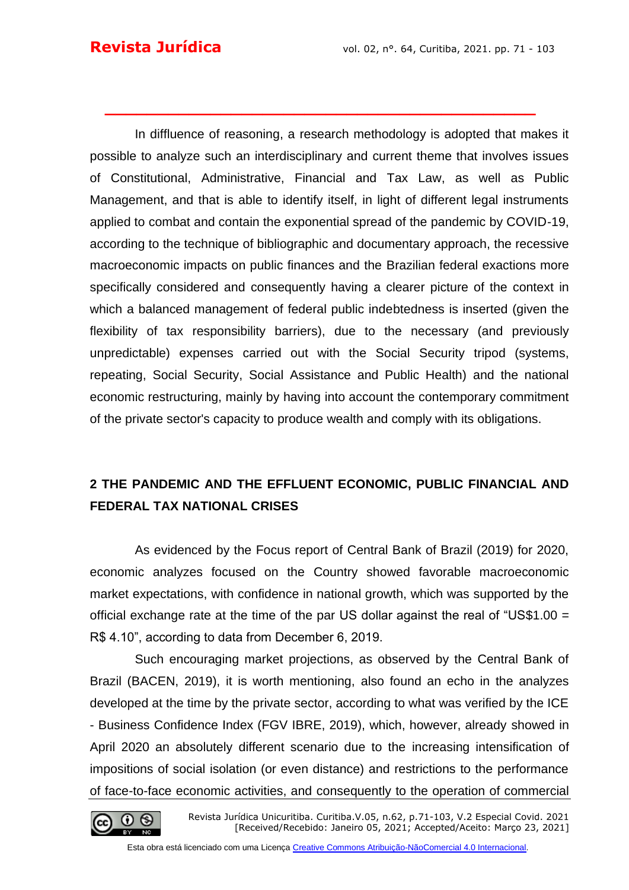In diffluence of reasoning, a research methodology is adopted that makes it possible to analyze such an interdisciplinary and current theme that involves issues of Constitutional, Administrative, Financial and Tax Law, as well as Public Management, and that is able to identify itself, in light of different legal instruments applied to combat and contain the exponential spread of the pandemic by COVID-19, according to the technique of bibliographic and documentary approach, the recessive macroeconomic impacts on public finances and the Brazilian federal exactions more specifically considered and consequently having a clearer picture of the context in which a balanced management of federal public indebtedness is inserted (given the flexibility of tax responsibility barriers), due to the necessary (and previously unpredictable) expenses carried out with the Social Security tripod (systems, repeating, Social Security, Social Assistance and Public Health) and the national economic restructuring, mainly by having into account the contemporary commitment of the private sector's capacity to produce wealth and comply with its obligations.

## 2 THE PANDEMIC AND THE EFFLUENT ECONOMIC, PUBLIC FINANCIAL AND FEDERAL TAX NATIONAL CRISES

As evidenced by the Focus report of Central Bank of Brazil (2019) for 2020, economic analyzes focused on the Country showed favorable macroeconomic market expectations, with confidence in national growth, which was supported by the official exchange rate at the time of the par US dollar against the real of "US$1.00 = R$ 4.10", according to data from December 6, 2019.

Such encouraging market projections, as observed by the Central Bank of Brazil (BACEN, 2019), it is worth mentioning, also found an echo in the analyzes developed at the time by the private sector, according to what was verified by the ICE - Business Confidence Index (FGV IBRE, 2019), which, however, already showed in April 2020 an absolutely different scenario due to the increasing intensification of impositions of social isolation (or even distance) and restrictions to the performance of face-to-face economic activities, and consequently to the operation of commercial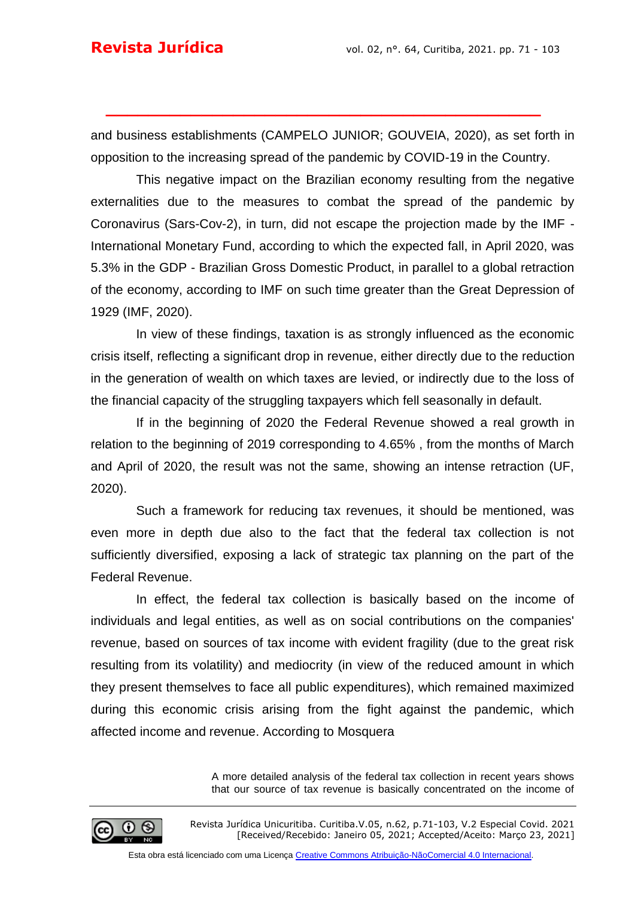and business establishments (CAMPELO JUNIOR; GOUVEIA, 2020), as set forth in opposition to the increasing spread of the pandemic by COVID-19 in the Country.

This negative impact on the Brazilian economy resulting from the negative externalities due to the measures to combat the spread of the pandemic by Coronavirus (Sars-Cov-2), in turn, did not escape the projection made by the IMF - International Monetary Fund, according to which the expected fall, in April 2020, was 5.3% in the GDP - Brazilian Gross Domestic Product, in parallel to a global retraction of the economy, according to IMF on such time greater than the Great Depression of 1929 (IMF, 2020).

In view of these findings, taxation is as strongly influenced as the economic crisis itself, reflecting a significant drop in revenue, either directly due to the reduction in the generation of wealth on which taxes are levied, or indirectly due to the loss of the financial capacity of the struggling taxpayers which fell seasonally in default.

If in the beginning of 2020 the Federal Revenue showed a real growth in relation to the beginning of 2019 corresponding to 4.65% , from the months of March and April of 2020, the result was not the same, showing an intense retraction (UF, 2020).

Such a framework for reducing tax revenues, it should be mentioned, was even more in depth due also to the fact that the federal tax collection is not sufficiently diversified, exposing a lack of strategic tax planning on the part of the Federal Revenue.

In effect, the federal tax collection is basically based on the income of individuals and legal entities, as well as on social contributions on the companies' revenue, based on sources of tax income with evident fragility (due to the great risk resulting from its volatility) and mediocrity (in view of the reduced amount in which they present themselves to face all public expenditures), which remained maximized during this economic crisis arising from the fight against the pandemic, which affected income and revenue. According to Mosquera

> A more detailed analysis of the federal tax collection in recent years shows that our source of tax revenue is basically concentrated on the income of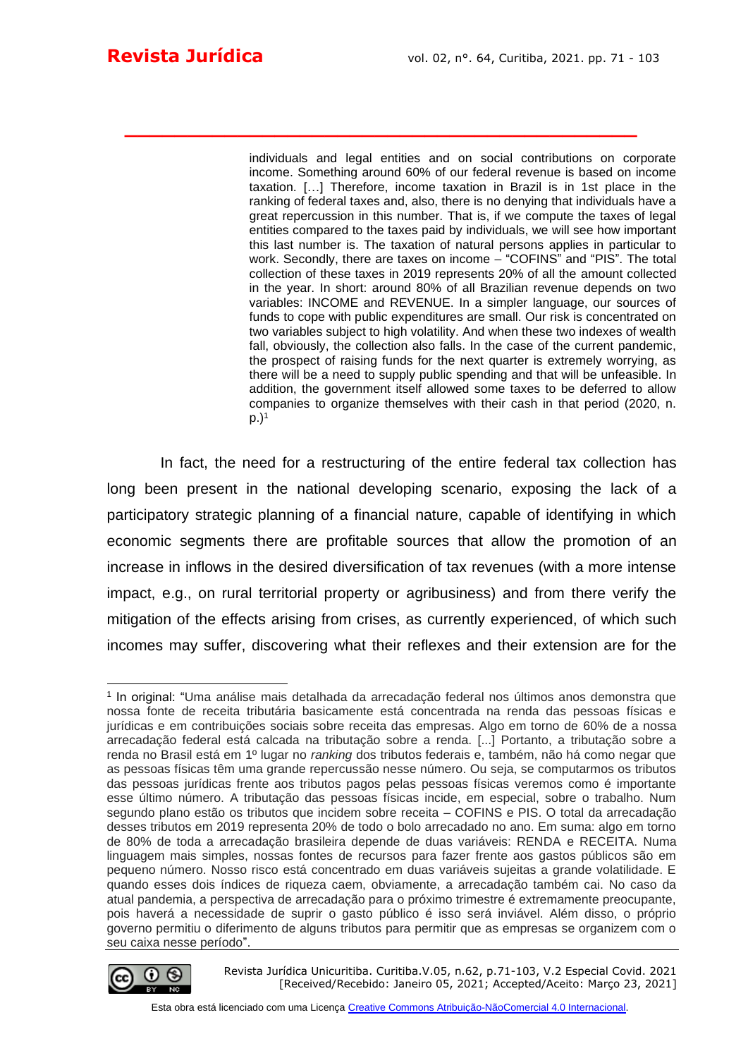> individuals and legal entities and on social contributions on corporate income. Something around 60% of our federal revenue is based on income taxation. […] Therefore, income taxation in Brazil is in 1st place in the ranking of federal taxes and, also, there is no denying that individuals have a great repercussion in this number. That is, if we compute the taxes of legal entities compared to the taxes paid by individuals, we will see how important this last number is. The taxation of natural persons applies in particular to work. Secondly, there are taxes on income – "COFINS" and "PIS". The total collection of these taxes in 2019 represents 20% of all the amount collected in the year. In short: around 80% of all Brazilian revenue depends on two variables: INCOME and REVENUE. In a simpler language, our sources of funds to cope with public expenditures are small. Our risk is concentrated on two variables subject to high volatility. And when these two indexes of wealth fall, obviously, the collection also falls. In the case of the current pandemic, the prospect of raising funds for the next quarter is extremely worrying, as there will be a need to supply public spending and that will be unfeasible. In addition, the government itself allowed some taxes to be deferred to allow companies to organize themselves with their cash in that period (2020, n. p.)[1]

In fact, the need for a restructuring of the entire federal tax collection has long been present in the national developing scenario, exposing the lack of a participatory strategic planning of a financial nature, capable of identifying in which economic segments there are profitable sources that allow the promotion of an increase in inflows in the desired diversification of tax revenues (with a more intense impact, e.g., on rural territorial property or agribusiness) and from there verify the mitigation of the effects arising from crises, as currently experienced, of which such incomes may suffer, discovering what their reflexes and their extension are for the

---

[1] In original: "Uma análise mais detalhada da arrecadação federal nos últimos anos demonstra que nossa fonte de receita tributária basicamente está concentrada na renda das pessoas físicas e jurídicas e em contribuições sociais sobre receita das empresas. Algo em torno de 60% de a nossa arrecadação federal está calcada na tributação sobre a renda. [...] Portanto, a tributação sobre a renda no Brasil está em 1º lugar no *ranking* dos tributos federais e, também, não há como negar que as pessoas físicas têm uma grande repercussão nesse número. Ou seja, se computarmos os tributos das pessoas jurídicas frente aos tributos pagos pelas pessoas físicas veremos como é importante esse último número. A tributação das pessoas físicas incide, em especial, sobre o trabalho. Num segundo plano estão os tributos que incidem sobre receita – COFINS e PIS. O total da arrecadação desses tributos em 2019 representa 20% de todo o bolo arrecadado no ano. Em suma: algo em torno de 80% de toda a arrecadação brasileira depende de duas variáveis: RENDA e RECEITA. Numa linguagem mais simples, nossas fontes de recursos para fazer frente aos gastos públicos são em pequeno número. Nosso risco está concentrado em duas variáveis sujeitas a grande volatilidade. E quando esses dois índices de riqueza caem, obviamente, a arrecadação também cai. No caso da atual pandemia, a perspectiva de arrecadação para o próximo trimestre é extremamente preocupante, pois haverá a necessidade de suprir o gasto público é isso será inviável. Além disso, o próprio governo permitiu o diferimento de alguns tributos para permitir que as empresas se organizem com o seu caixa nesse período".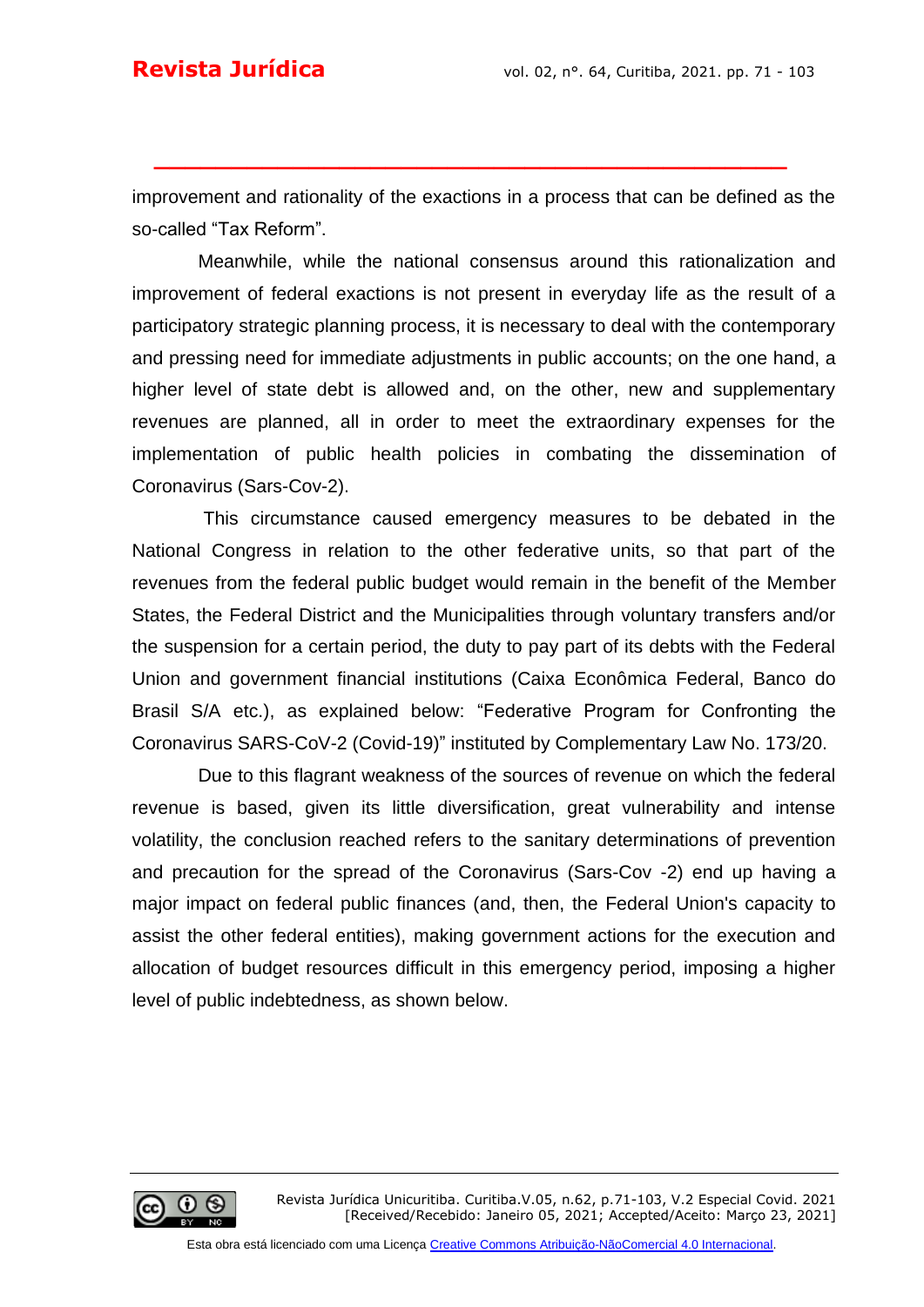improvement and rationality of the exactions in a process that can be defined as the so-called “Tax Reform”.

Meanwhile, while the national consensus around this rationalization and improvement of federal exactions is not present in everyday life as the result of a participatory strategic planning process, it is necessary to deal with the contemporary and pressing need for immediate adjustments in public accounts; on the one hand, a higher level of state debt is allowed and, on the other, new and supplementary revenues are planned, all in order to meet the extraordinary expenses for the implementation of public health policies in combating the dissemination of Coronavirus (Sars-Cov-2).

This circumstance caused emergency measures to be debated in the National Congress in relation to the other federative units, so that part of the revenues from the federal public budget would remain in the benefit of the Member States, the Federal District and the Municipalities through voluntary transfers and/or the suspension for a certain period, the duty to pay part of its debts with the Federal Union and government financial institutions (Caixa Econômica Federal, Banco do Brasil S/A etc.), as explained below: “Federative Program for Confronting the Coronavirus SARS-CoV-2 (Covid-19)” instituted by Complementary Law No. 173/20.

Due to this flagrant weakness of the sources of revenue on which the federal revenue is based, given its little diversification, great vulnerability and intense volatility, the conclusion reached refers to the sanitary determinations of prevention and precaution for the spread of the Coronavirus (Sars-Cov -2) end up having a major impact on federal public finances (and, then, the Federal Union's capacity to assist the other federal entities), making government actions for the execution and allocation of budget resources difficult in this emergency period, imposing a higher level of public indebtedness, as shown below.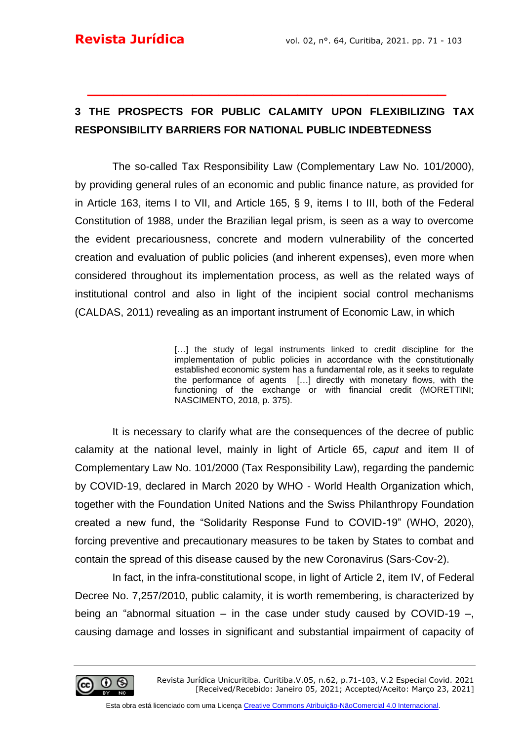## 3 THE PROSPECTS FOR PUBLIC CALAMITY UPON FLEXIBILIZING TAX RESPONSIBILITY BARRIERS FOR NATIONAL PUBLIC INDEBTEDNESS

The so-called Tax Responsibility Law (Complementary Law No. 101/2000), by providing general rules of an economic and public finance nature, as provided for in Article 163, items I to VII, and Article 165, § 9, items I to III, both of the Federal Constitution of 1988, under the Brazilian legal prism, is seen as a way to overcome the evident precariousness, concrete and modern vulnerability of the concerted creation and evaluation of public policies (and inherent expenses), even more when considered throughout its implementation process, as well as the related ways of institutional control and also in light of the incipient social control mechanisms (CALDAS, 2011) revealing as an important instrument of Economic Law, in which

> […] the study of legal instruments linked to credit discipline for the implementation of public policies in accordance with the constitutionally established economic system has a fundamental role, as it seeks to regulate the performance of agents […] directly with monetary flows, with the functioning of the exchange or with financial credit (MORETTINI; NASCIMENTO, 2018, p. 375).

It is necessary to clarify what are the consequences of the decree of public calamity at the national level, mainly in light of Article 65, *caput* and item II of Complementary Law No. 101/2000 (Tax Responsibility Law), regarding the pandemic by COVID-19, declared in March 2020 by WHO - World Health Organization which, together with the Foundation United Nations and the Swiss Philanthropy Foundation created a new fund, the "Solidarity Response Fund to COVID-19" (WHO, 2020), forcing preventive and precautionary measures to be taken by States to combat and contain the spread of this disease caused by the new Coronavirus (Sars-Cov-2).

In fact, in the infra-constitutional scope, in light of Article 2, item IV, of Federal Decree No. 7,257/2010, public calamity, it is worth remembering, is characterized by being an "abnormal situation – in the case under study caused by COVID-19 –, causing damage and losses in significant and substantial impairment of capacity of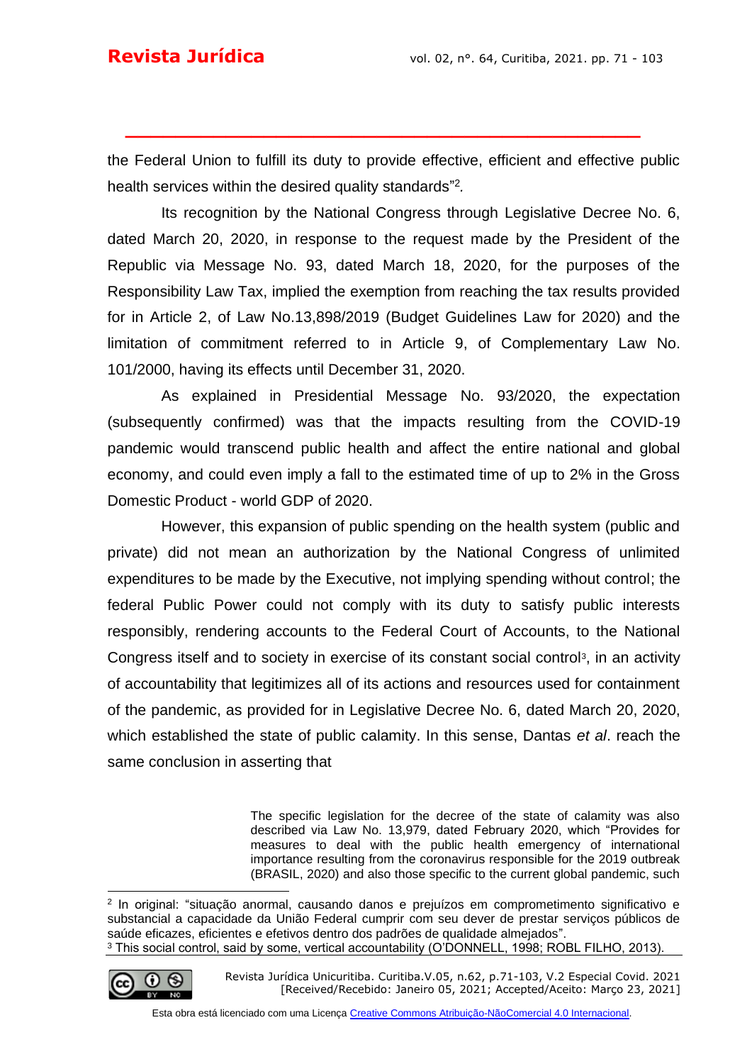the Federal Union to fulfill its duty to provide effective, efficient and effective public health services within the desired quality standards"[2].

Its recognition by the National Congress through Legislative Decree No. 6, dated March 20, 2020, in response to the request made by the President of the Republic via Message No. 93, dated March 18, 2020, for the purposes of the Responsibility Law Tax, implied the exemption from reaching the tax results provided for in Article 2, of Law No.13,898/2019 (Budget Guidelines Law for 2020) and the limitation of commitment referred to in Article 9, of Complementary Law No. 101/2000, having its effects until December 31, 2020.

As explained in Presidential Message No. 93/2020, the expectation (subsequently confirmed) was that the impacts resulting from the COVID-19 pandemic would transcend public health and affect the entire national and global economy, and could even imply a fall to the estimated time of up to 2% in the Gross Domestic Product - world GDP of 2020.

However, this expansion of public spending on the health system (public and private) did not mean an authorization by the National Congress of unlimited expenditures to be made by the Executive, not implying spending without control; the federal Public Power could not comply with its duty to satisfy public interests responsibly, rendering accounts to the Federal Court of Accounts, to the National Congress itself and to society in exercise of its constant social control[3], in an activity of accountability that legitimizes all of its actions and resources used for containment of the pandemic, as provided for in Legislative Decree No. 6, dated March 20, 2020, which established the state of public calamity. In this sense, Dantas *et al*. reach the same conclusion in asserting that

> The specific legislation for the decree of the state of calamity was also described via Law No. 13,979, dated February 2020, which "Provides for measures to deal with the public health emergency of international importance resulting from the coronavirus responsible for the 2019 outbreak (BRASIL, 2020) and also those specific to the current global pandemic, such

---

[2] In original: "situação anormal, causando danos e prejuízos em comprometimento significativo e substancial a capacidade da União Federal cumprir com seu dever de prestar serviços públicos de saúde eficazes, eficientes e efetivos dentro dos padrões de qualidade almejados".

[3] This social control, said by some, vertical accountability (O'DONNELL, 1998; ROBL FILHO, 2013).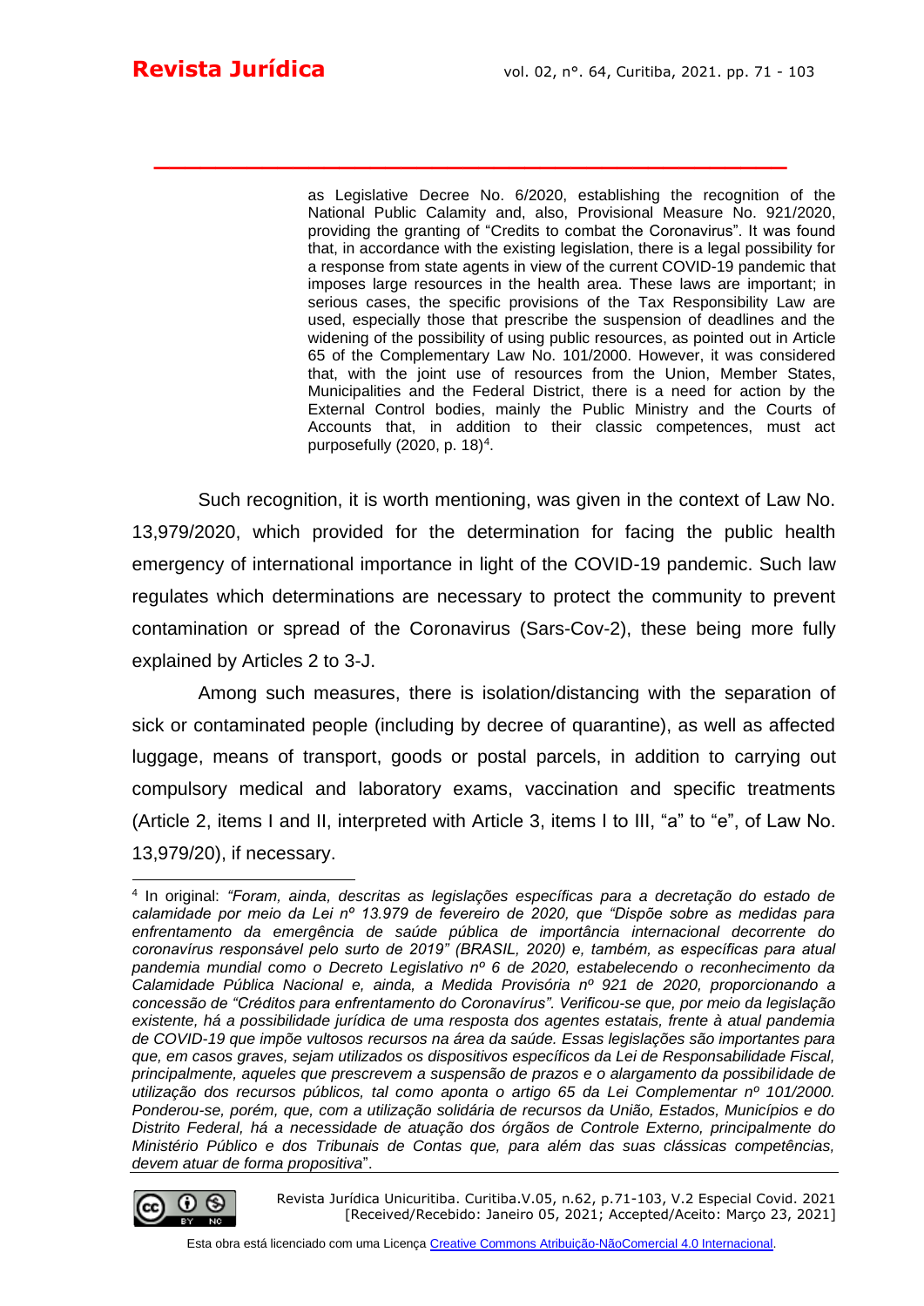as Legislative Decree No. 6/2020, establishing the recognition of the National Public Calamity and, also, Provisional Measure No. 921/2020, providing the granting of "Credits to combat the Coronavirus". It was found that, in accordance with the existing legislation, there is a legal possibility for a response from state agents in view of the current COVID-19 pandemic that imposes large resources in the health area. These laws are important; in serious cases, the specific provisions of the Tax Responsibility Law are used, especially those that prescribe the suspension of deadlines and the widening of the possibility of using public resources, as pointed out in Article 65 of the Complementary Law No. 101/2000. However, it was considered that, with the joint use of resources from the Union, Member States, Municipalities and the Federal District, there is a need for action by the External Control bodies, mainly the Public Ministry and the Courts of Accounts that, in addition to their classic competences, must act purposefully (2020, p. 18)[4].

Such recognition, it is worth mentioning, was given in the context of Law No. 13,979/2020, which provided for the determination for facing the public health emergency of international importance in light of the COVID-19 pandemic. Such law regulates which determinations are necessary to protect the community to prevent contamination or spread of the Coronavirus (Sars-Cov-2), these being more fully explained by Articles 2 to 3-J.

Among such measures, there is isolation/distancing with the separation of sick or contaminated people (including by decree of quarantine), as well as affected luggage, means of transport, goods or postal parcels, in addition to carrying out compulsory medical and laboratory exams, vaccination and specific treatments (Article 2, items I and II, interpreted with Article 3, items I to III, "a" to "e", of Law No. 13,979/20), if necessary.

---

[4] In original: *"Foram, ainda, descritas as legislações específicas para a decretação do estado de calamidade por meio da Lei nº 13.979 de fevereiro de 2020, que "Dispõe sobre as medidas para enfrentamento da emergência de saúde pública de importância internacional decorrente do coronavírus responsável pelo surto de 2019" (BRASIL, 2020) e, também, as específicas para atual pandemia mundial como o Decreto Legislativo nº 6 de 2020, estabelecendo o reconhecimento da Calamidade Pública Nacional e, ainda, a Medida Provisória nº 921 de 2020, proporcionando a concessão de "Créditos para enfrentamento do Coronavírus". Verificou-se que, por meio da legislação existente, há a possibilidade jurídica de uma resposta dos agentes estatais, frente à atual pandemia de COVID-19 que impõe vultosos recursos na área da saúde. Essas legislações são importantes para que, em casos graves, sejam utilizados os dispositivos específicos da Lei de Responsabilidade Fiscal, principalmente, aqueles que prescrevem a suspensão de prazos e o alargamento da possibilidade de utilização dos recursos públicos, tal como aponta o artigo 65 da Lei Complementar nº 101/2000. Ponderou-se, porém, que, com a utilização solidária de recursos da União, Estados, Municípios e do Distrito Federal, há a necessidade de atuação dos órgãos de Controle Externo, principalmente do Ministério Público e dos Tribunais de Contas que, para além das suas clássicas competências, devem atuar de forma propositiva*".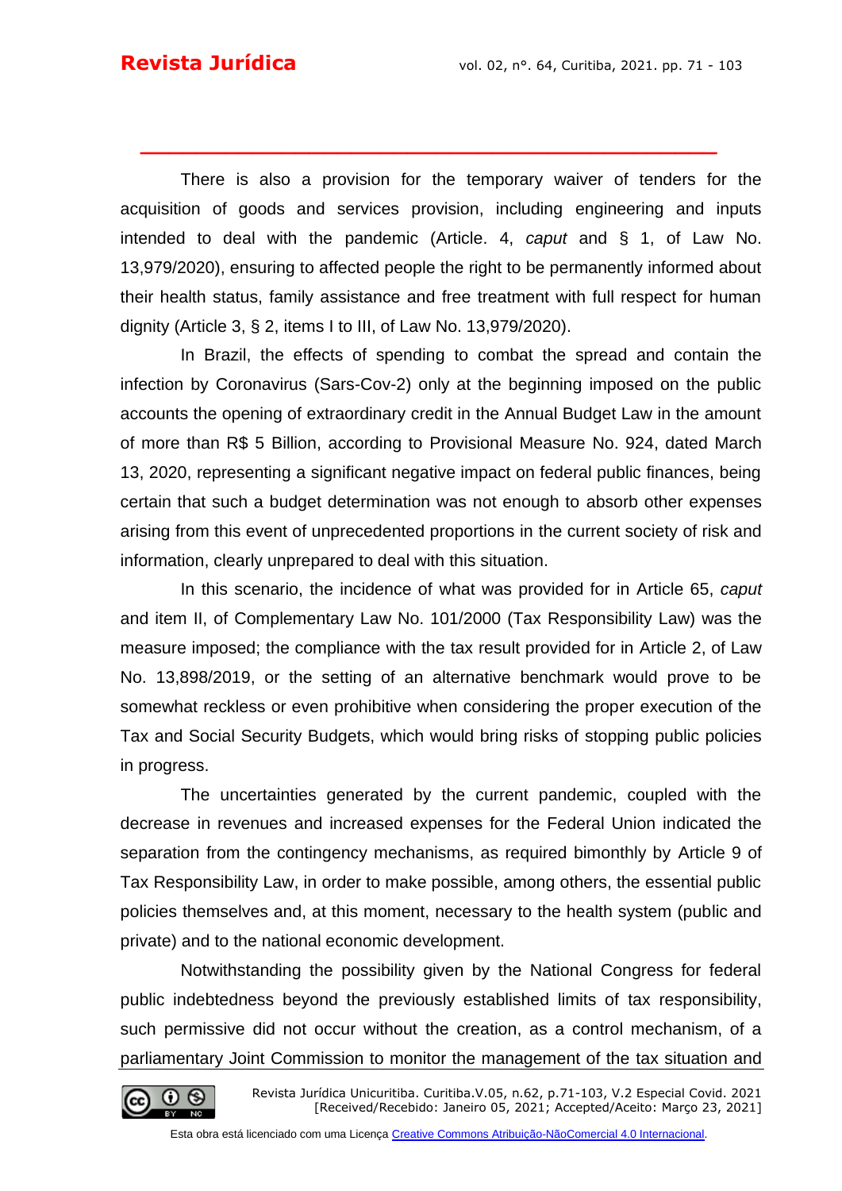There is also a provision for the temporary waiver of tenders for the acquisition of goods and services provision, including engineering and inputs intended to deal with the pandemic (Article. 4, *caput* and § 1, of Law No. 13,979/2020), ensuring to affected people the right to be permanently informed about their health status, family assistance and free treatment with full respect for human dignity (Article 3, § 2, items I to III, of Law No. 13,979/2020).

In Brazil, the effects of spending to combat the spread and contain the infection by Coronavirus (Sars-Cov-2) only at the beginning imposed on the public accounts the opening of extraordinary credit in the Annual Budget Law in the amount of more than R$ 5 Billion, according to Provisional Measure No. 924, dated March 13, 2020, representing a significant negative impact on federal public finances, being certain that such a budget determination was not enough to absorb other expenses arising from this event of unprecedented proportions in the current society of risk and information, clearly unprepared to deal with this situation.

In this scenario, the incidence of what was provided for in Article 65, *caput* and item II, of Complementary Law No. 101/2000 (Tax Responsibility Law) was the measure imposed; the compliance with the tax result provided for in Article 2, of Law No. 13,898/2019, or the setting of an alternative benchmark would prove to be somewhat reckless or even prohibitive when considering the proper execution of the Tax and Social Security Budgets, which would bring risks of stopping public policies in progress.

The uncertainties generated by the current pandemic, coupled with the decrease in revenues and increased expenses for the Federal Union indicated the separation from the contingency mechanisms, as required bimonthly by Article 9 of Tax Responsibility Law, in order to make possible, among others, the essential public policies themselves and, at this moment, necessary to the health system (public and private) and to the national economic development.

Notwithstanding the possibility given by the National Congress for federal public indebtedness beyond the previously established limits of tax responsibility, such permissive did not occur without the creation, as a control mechanism, of a parliamentary Joint Commission to monitor the management of the tax situation and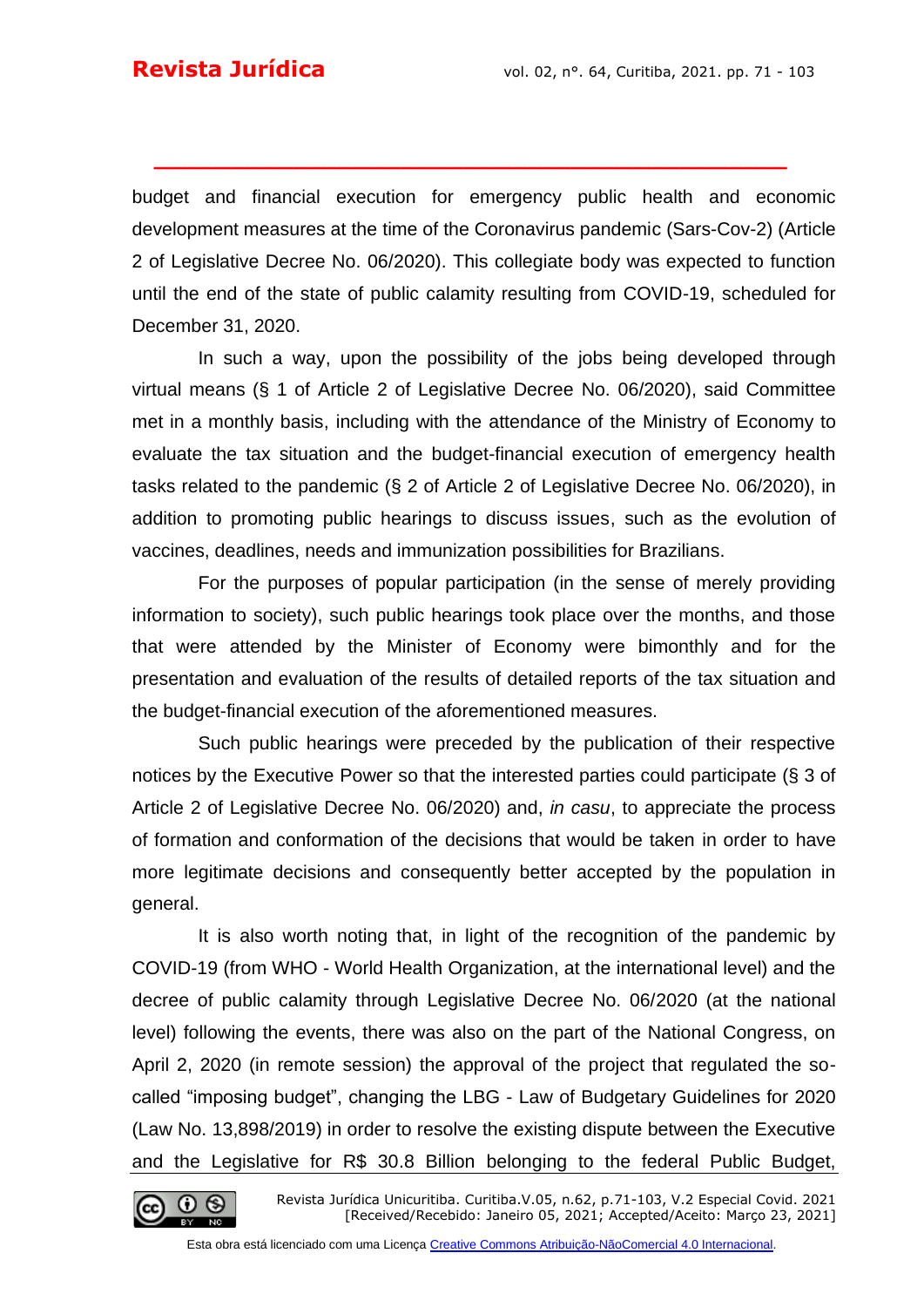budget and financial execution for emergency public health and economic development measures at the time of the Coronavirus pandemic (Sars-Cov-2) (Article 2 of Legislative Decree No. 06/2020). This collegiate body was expected to function until the end of the state of public calamity resulting from COVID-19, scheduled for December 31, 2020.

In such a way, upon the possibility of the jobs being developed through virtual means (§ 1 of Article 2 of Legislative Decree No. 06/2020), said Committee met in a monthly basis, including with the attendance of the Ministry of Economy to evaluate the tax situation and the budget-financial execution of emergency health tasks related to the pandemic (§ 2 of Article 2 of Legislative Decree No. 06/2020), in addition to promoting public hearings to discuss issues, such as the evolution of vaccines, deadlines, needs and immunization possibilities for Brazilians.

For the purposes of popular participation (in the sense of merely providing information to society), such public hearings took place over the months, and those that were attended by the Minister of Economy were bimonthly and for the presentation and evaluation of the results of detailed reports of the tax situation and the budget-financial execution of the aforementioned measures.

Such public hearings were preceded by the publication of their respective notices by the Executive Power so that the interested parties could participate (§ 3 of Article 2 of Legislative Decree No. 06/2020) and, *in casu*, to appreciate the process of formation and conformation of the decisions that would be taken in order to have more legitimate decisions and consequently better accepted by the population in general.

It is also worth noting that, in light of the recognition of the pandemic by COVID-19 (from WHO - World Health Organization, at the international level) and the decree of public calamity through Legislative Decree No. 06/2020 (at the national level) following the events, there was also on the part of the National Congress, on April 2, 2020 (in remote session) the approval of the project that regulated the so-called "imposing budget", changing the LBG - Law of Budgetary Guidelines for 2020 (Law No. 13,898/2019) in order to resolve the existing dispute between the Executive and the Legislative for R$ 30.8 Billion belonging to the federal Public Budget,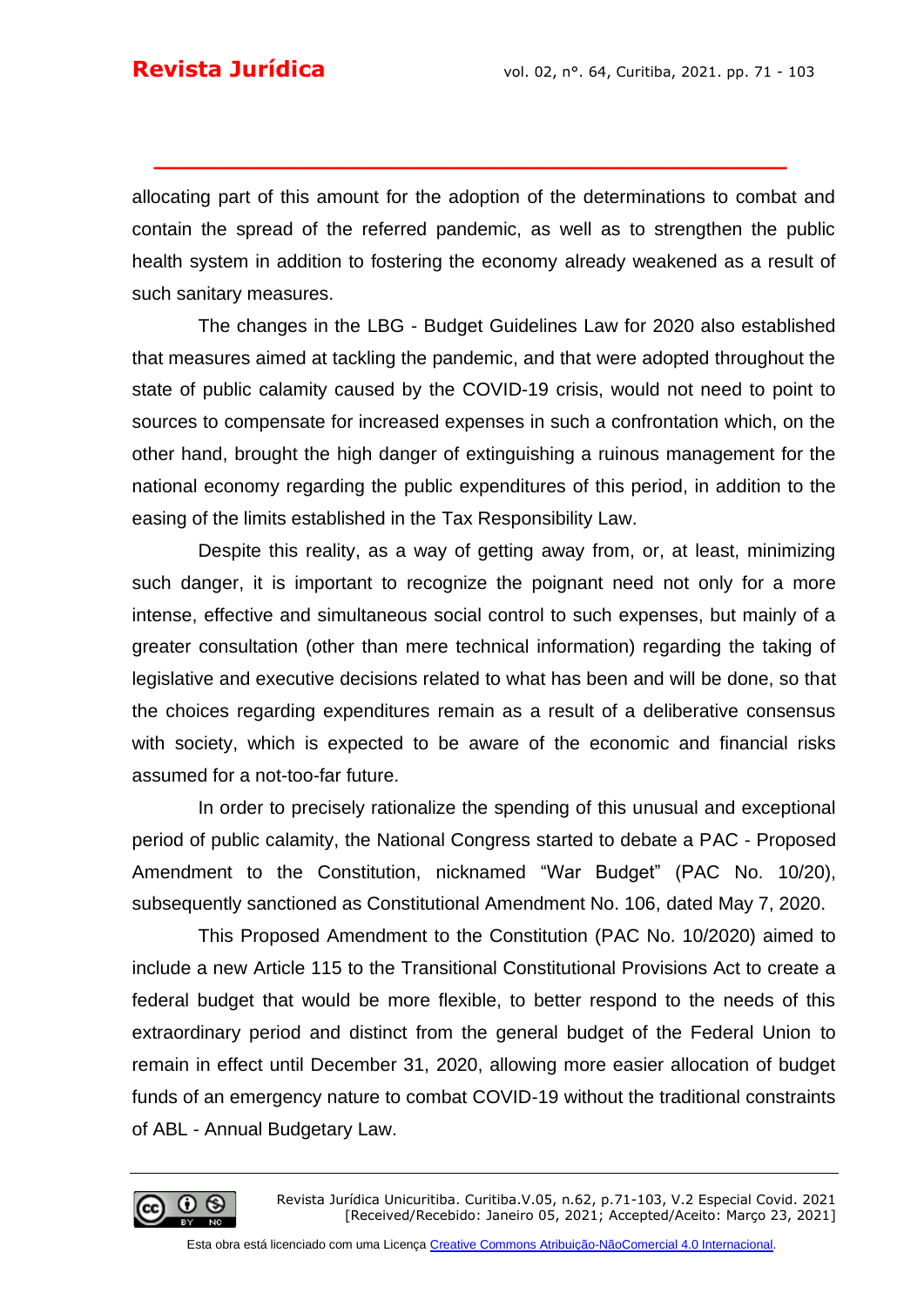allocating part of this amount for the adoption of the determinations to combat and contain the spread of the referred pandemic, as well as to strengthen the public health system in addition to fostering the economy already weakened as a result of such sanitary measures.

The changes in the LBG - Budget Guidelines Law for 2020 also established that measures aimed at tackling the pandemic, and that were adopted throughout the state of public calamity caused by the COVID-19 crisis, would not need to point to sources to compensate for increased expenses in such a confrontation which, on the other hand, brought the high danger of extinguishing a ruinous management for the national economy regarding the public expenditures of this period, in addition to the easing of the limits established in the Tax Responsibility Law.

Despite this reality, as a way of getting away from, or, at least, minimizing such danger, it is important to recognize the poignant need not only for a more intense, effective and simultaneous social control to such expenses, but mainly of a greater consultation (other than mere technical information) regarding the taking of legislative and executive decisions related to what has been and will be done, so that the choices regarding expenditures remain as a result of a deliberative consensus with society, which is expected to be aware of the economic and financial risks assumed for a not-too-far future.

In order to precisely rationalize the spending of this unusual and exceptional period of public calamity, the National Congress started to debate a PAC - Proposed Amendment to the Constitution, nicknamed "War Budget" (PAC No. 10/20), subsequently sanctioned as Constitutional Amendment No. 106, dated May 7, 2020.

This Proposed Amendment to the Constitution (PAC No. 10/2020) aimed to include a new Article 115 to the Transitional Constitutional Provisions Act to create a federal budget that would be more flexible, to better respond to the needs of this extraordinary period and distinct from the general budget of the Federal Union to remain in effect until December 31, 2020, allowing more easier allocation of budget funds of an emergency nature to combat COVID-19 without the traditional constraints of ABL - Annual Budgetary Law.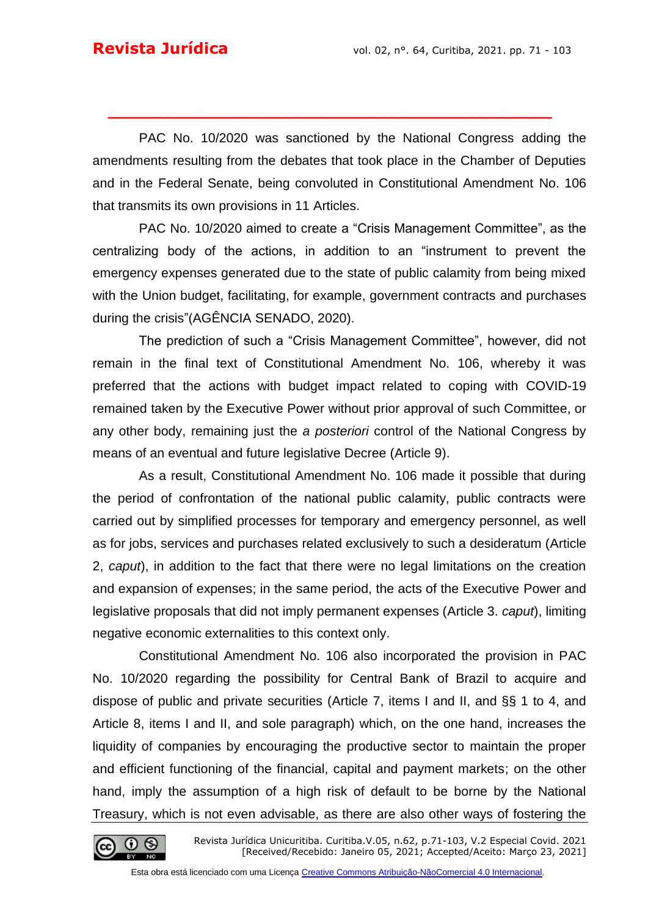PAC No. 10/2020 was sanctioned by the National Congress adding the amendments resulting from the debates that took place in the Chamber of Deputies and in the Federal Senate, being convoluted in Constitutional Amendment No. 106 that transmits its own provisions in 11 Articles.

PAC No. 10/2020 aimed to create a "Crisis Management Committee", as the centralizing body of the actions, in addition to an "instrument to prevent the emergency expenses generated due to the state of public calamity from being mixed with the Union budget, facilitating, for example, government contracts and purchases during the crisis"(AGÊNCIA SENADO, 2020).

The prediction of such a "Crisis Management Committee", however, did not remain in the final text of Constitutional Amendment No. 106, whereby it was preferred that the actions with budget impact related to coping with COVID-19 remained taken by the Executive Power without prior approval of such Committee, or any other body, remaining just the *a posteriori* control of the National Congress by means of an eventual and future legislative Decree (Article 9).

As a result, Constitutional Amendment No. 106 made it possible that during the period of confrontation of the national public calamity, public contracts were carried out by simplified processes for temporary and emergency personnel, as well as for jobs, services and purchases related exclusively to such a desideratum (Article 2, *caput*), in addition to the fact that there were no legal limitations on the creation and expansion of expenses; in the same period, the acts of the Executive Power and legislative proposals that did not imply permanent expenses (Article 3. *caput*), limiting negative economic externalities to this context only.

Constitutional Amendment No. 106 also incorporated the provision in PAC No. 10/2020 regarding the possibility for Central Bank of Brazil to acquire and dispose of public and private securities (Article 7, items I and II, and §§ 1 to 4, and Article 8, items I and II, and sole paragraph) which, on the one hand, increases the liquidity of companies by encouraging the productive sector to maintain the proper and efficient functioning of the financial, capital and payment markets; on the other hand, imply the assumption of a high risk of default to be borne by the National Treasury, which is not even advisable, as there are also other ways of fostering the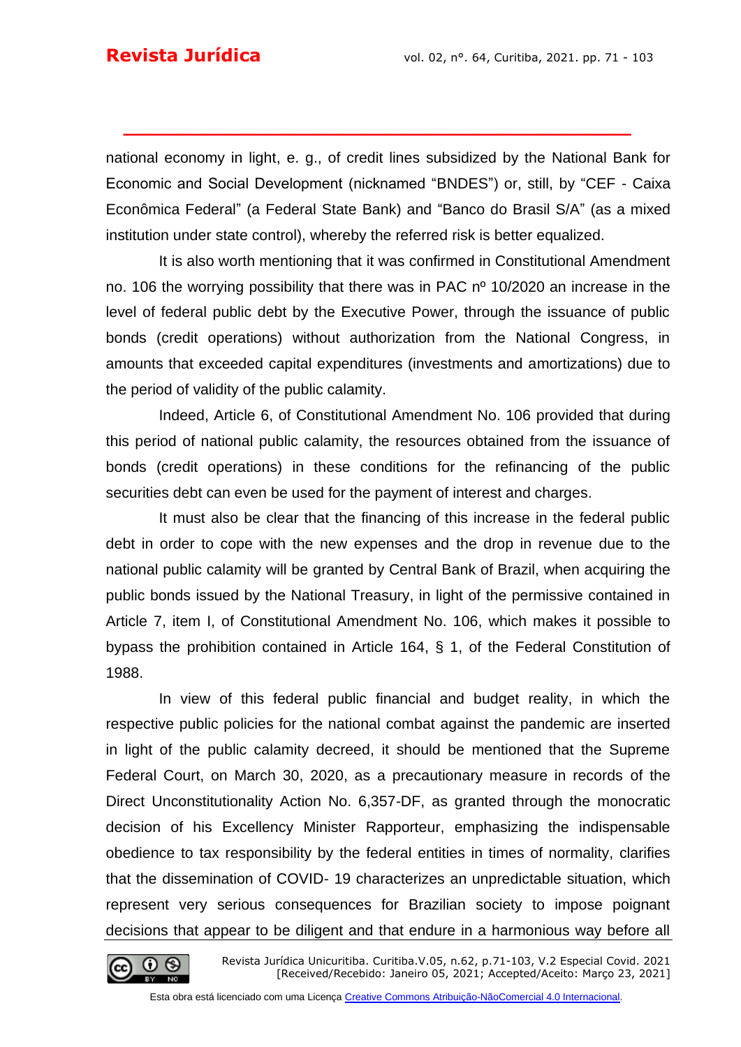national economy in light, e. g., of credit lines subsidized by the National Bank for Economic and Social Development (nicknamed "BNDES") or, still, by "CEF - Caixa Econômica Federal" (a Federal State Bank) and "Banco do Brasil S/A" (as a mixed institution under state control), whereby the referred risk is better equalized.

It is also worth mentioning that it was confirmed in Constitutional Amendment no. 106 the worrying possibility that there was in PAC nº 10/2020 an increase in the level of federal public debt by the Executive Power, through the issuance of public bonds (credit operations) without authorization from the National Congress, in amounts that exceeded capital expenditures (investments and amortizations) due to the period of validity of the public calamity.

Indeed, Article 6, of Constitutional Amendment No. 106 provided that during this period of national public calamity, the resources obtained from the issuance of bonds (credit operations) in these conditions for the refinancing of the public securities debt can even be used for the payment of interest and charges.

It must also be clear that the financing of this increase in the federal public debt in order to cope with the new expenses and the drop in revenue due to the national public calamity will be granted by Central Bank of Brazil, when acquiring the public bonds issued by the National Treasury, in light of the permissive contained in Article 7, item I, of Constitutional Amendment No. 106, which makes it possible to bypass the prohibition contained in Article 164, § 1, of the Federal Constitution of 1988.

In view of this federal public financial and budget reality, in which the respective public policies for the national combat against the pandemic are inserted in light of the public calamity decreed, it should be mentioned that the Supreme Federal Court, on March 30, 2020, as a precautionary measure in records of the Direct Unconstitutionality Action No. 6,357-DF, as granted through the monocratic decision of his Excellency Minister Rapporteur, emphasizing the indispensable obedience to tax responsibility by the federal entities in times of normality, clarifies that the dissemination of COVID- 19 characterizes an unpredictable situation, which represent very serious consequences for Brazilian society to impose poignant decisions that appear to be diligent and that endure in a harmonious way before all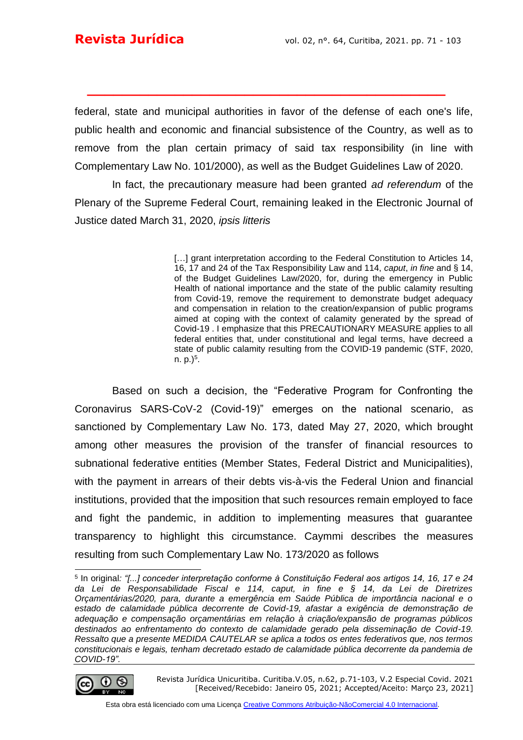federal, state and municipal authorities in favor of the defense of each one's life, public health and economic and financial subsistence of the Country, as well as to remove from the plan certain primacy of said tax responsibility (in line with Complementary Law No. 101/2000), as well as the Budget Guidelines Law of 2020.

In fact, the precautionary measure had been granted *ad referendum* of the Plenary of the Supreme Federal Court, remaining leaked in the Electronic Journal of Justice dated March 31, 2020, *ipsis litteris*

> […] grant interpretation according to the Federal Constitution to Articles 14, 16, 17 and 24 of the Tax Responsibility Law and 114, *caput*, *in fine* and § 14, of the Budget Guidelines Law/2020, for, during the emergency in Public Health of national importance and the state of the public calamity resulting from Covid-19, remove the requirement to demonstrate budget adequacy and compensation in relation to the creation/expansion of public programs aimed at coping with the context of calamity generated by the spread of Covid-19 . I emphasize that this PRECAUTIONARY MEASURE applies to all federal entities that, under constitutional and legal terms, have decreed a state of public calamity resulting from the COVID-19 pandemic (STF, 2020, n. p.)[5].

Based on such a decision, the "Federative Program for Confronting the Coronavirus SARS-CoV-2 (Covid-19)" emerges on the national scenario, as sanctioned by Complementary Law No. 173, dated May 27, 2020, which brought among other measures the provision of the transfer of financial resources to subnational federative entities (Member States, Federal District and Municipalities), with the payment in arrears of their debts vis-à-vis the Federal Union and financial institutions, provided that the imposition that such resources remain employed to face and fight the pandemic, in addition to implementing measures that guarantee transparency to highlight this circumstance. Caymmi describes the measures resulting from such Complementary Law No. 173/2020 as follows

---

[5] In original*: "[...] conceder interpretação conforme à Constituição Federal aos artigos 14, 16, 17 e 24 da Lei de Responsabilidade Fiscal e 114, caput, in fine e § 14, da Lei de Diretrizes Orçamentárias/2020, para, durante a emergência em Saúde Pública de importância nacional e o estado de calamidade pública decorrente de Covid-19, afastar a exigência de demonstração de adequação e compensação orçamentárias em relação à criação/expansão de programas públicos destinados ao enfrentamento do contexto de calamidade gerado pela disseminação de Covid-19. Ressalto que a presente MEDIDA CAUTELAR se aplica a todos os entes federativos que, nos termos constitucionais e legais, tenham decretado estado de calamidade pública decorrente da pandemia de COVID-19".*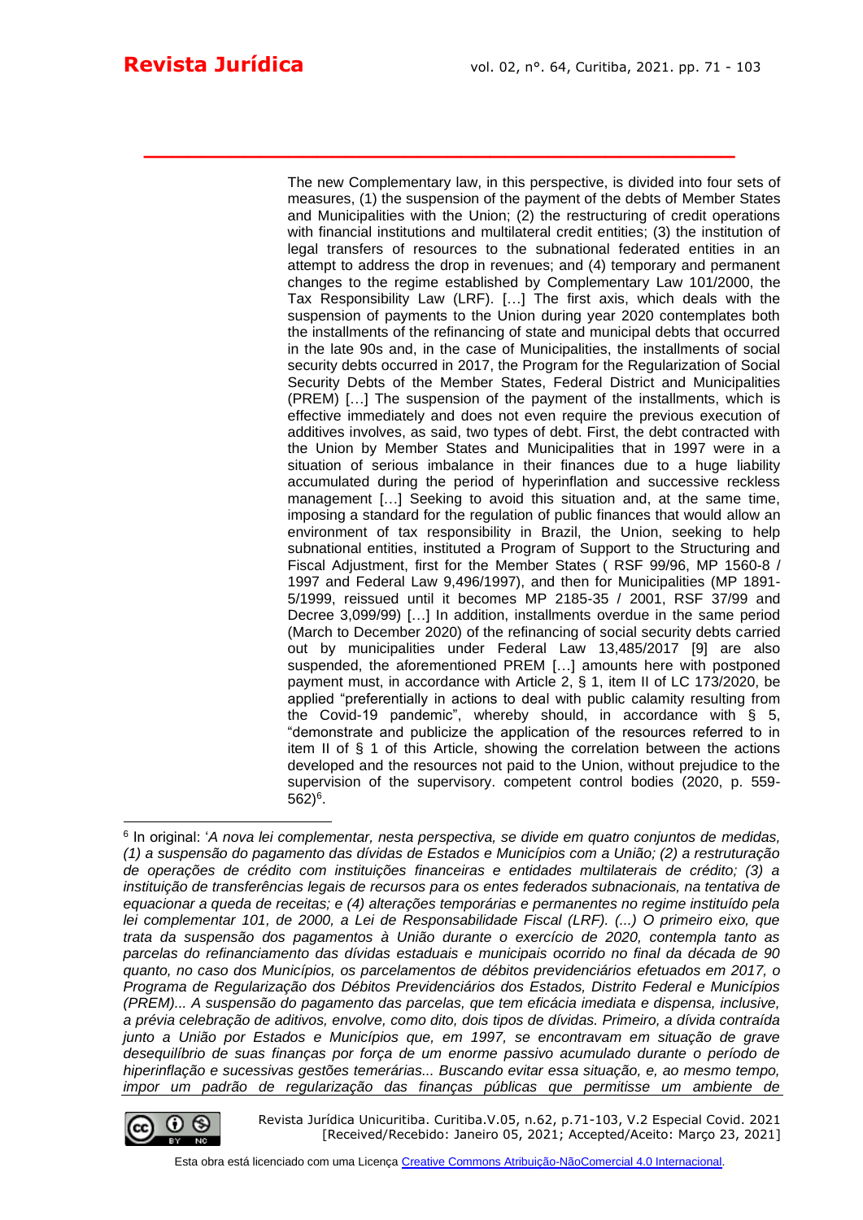> The new Complementary law, in this perspective, is divided into four sets of measures, (1) the suspension of the payment of the debts of Member States and Municipalities with the Union; (2) the restructuring of credit operations with financial institutions and multilateral credit entities; (3) the institution of legal transfers of resources to the subnational federated entities in an attempt to address the drop in revenues; and (4) temporary and permanent changes to the regime established by Complementary Law 101/2000, the Tax Responsibility Law (LRF). [...] The first axis, which deals with the suspension of payments to the Union during year 2020 contemplates both the installments of the refinancing of state and municipal debts that occurred in the late 90s and, in the case of Municipalities, the installments of social security debts occurred in 2017, the Program for the Regularization of Social Security Debts of the Member States, Federal District and Municipalities (PREM) [...] The suspension of the payment of the installments, which is effective immediately and does not even require the previous execution of additives involves, as said, two types of debt. First, the debt contracted with the Union by Member States and Municipalities that in 1997 were in a situation of serious imbalance in their finances due to a huge liability accumulated during the period of hyperinflation and successive reckless management [...] Seeking to avoid this situation and, at the same time, imposing a standard for the regulation of public finances that would allow an environment of tax responsibility in Brazil, the Union, seeking to help subnational entities, instituted a Program of Support to the Structuring and Fiscal Adjustment, first for the Member States ( RSF 99/96, MP 1560-8 / 1997 and Federal Law 9,496/1997), and then for Municipalities (MP 1891-5/1999, reissued until it becomes MP 2185-35 / 2001, RSF 37/99 and Decree 3,099/99) [...] In addition, installments overdue in the same period (March to December 2020) of the refinancing of social security debts carried out by municipalities under Federal Law 13,485/2017 [9] are also suspended, the aforementioned PREM [...] amounts here with postponed payment must, in accordance with Article 2, § 1, item II of LC 173/2020, be applied "preferentially in actions to deal with public calamity resulting from the Covid-19 pandemic", whereby should, in accordance with § 5, "demonstrate and publicize the application of the resources referred to in item II of § 1 of this Article, showing the correlation between the actions developed and the resources not paid to the Union, without prejudice to the supervision of the supervisory. competent control bodies (2020, p. 559-562)[6].

---

[6] In original: '*A nova lei complementar, nesta perspectiva, se divide em quatro conjuntos de medidas, (1) a suspensão do pagamento das dívidas de Estados e Municípios com a União; (2) a reestruturação de operações de crédito com instituições financeiras e entidades multilaterais de crédito; (3) a instituição de transferências legais de recursos para os entes federados subnacionais, na tentativa de equacionar a queda de receitas; e (4) alterações temporárias e permanentes no regime instituído pela lei complementar 101, de 2000, a Lei de Responsabilidade Fiscal (LRF). (...) O primeiro eixo, que trata da suspensão dos pagamentos à União durante o exercício de 2020, contempla tanto as parcelas do refinanciamento das dívidas estaduais e municipais ocorrido no final da década de 90 quanto, no caso dos Municípios, os parcelamentos de débitos previdenciários efetuados em 2017, o Programa de Regularização dos Débitos Previdenciários dos Estados, Distrito Federal e Municípios (PREM)... A suspensão do pagamento das parcelas, que tem eficácia imediata e dispensa, inclusive, a prévia celebração de aditivos, envolve, como dito, dois tipos de dívidas. Primeiro, a dívida contraída junto a União por Estados e Municípios que, em 1997, se encontravam em situação de grave desequilíbrio de suas finanças por força de um enorme passivo acumulado durante o período de hiperinflação e sucessivas gestões temerárias... Buscando evitar essa situação, e, ao mesmo tempo, impor um padrão de regularização das finanças públicas que permitisse um ambiente de*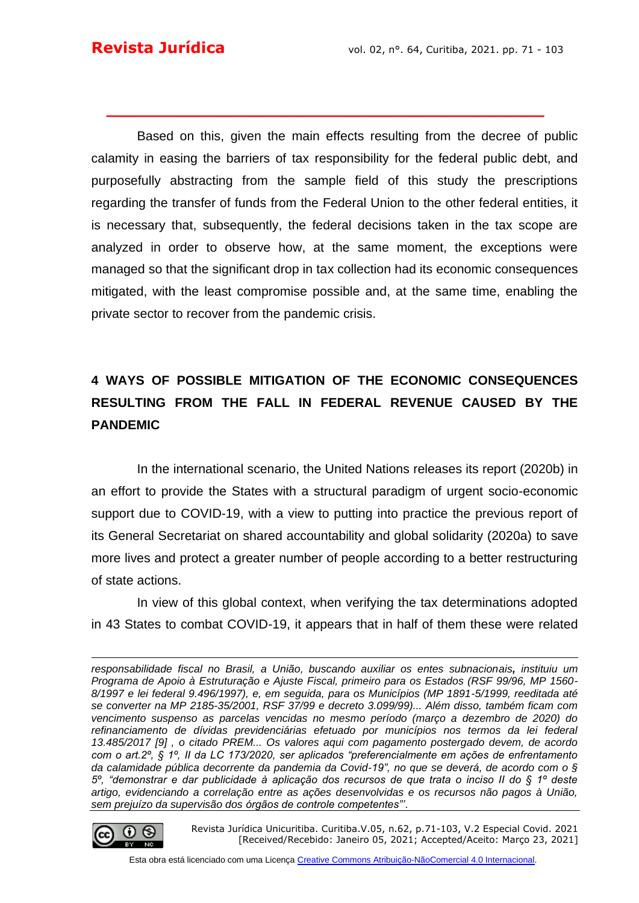Based on this, given the main effects resulting from the decree of public calamity in easing the barriers of tax responsibility for the federal public debt, and purposefully abstracting from the sample field of this study the prescriptions regarding the transfer of funds from the Federal Union to the other federal entities, it is necessary that, subsequently, the federal decisions taken in the tax scope are analyzed in order to observe how, at the same moment, the exceptions were managed so that the significant drop in tax collection had its economic consequences mitigated, with the least compromise possible and, at the same time, enabling the private sector to recover from the pandemic crisis.

## 4 WAYS OF POSSIBLE MITIGATION OF THE ECONOMIC CONSEQUENCES RESULTING FROM THE FALL IN FEDERAL REVENUE CAUSED BY THE PANDEMIC

In the international scenario, the United Nations releases its report (2020b) in an effort to provide the States with a structural paradigm of urgent socio-economic support due to COVID-19, with a view to putting into practice the previous report of its General Secretariat on shared accountability and global solidarity (2020a) to save more lives and protect a greater number of people according to a better restructuring of state actions.

In view of this global context, when verifying the tax determinations adopted in 43 States to combat COVID-19, it appears that in half of them these were related

---

*responsabilidade fiscal no Brasil, a União, buscando auxiliar os entes subnacionais, instituiu um Programa de Apoio à Estruturação e Ajuste Fiscal, primeiro para os Estados (RSF 99/96, MP 1560-8/1997 e lei federal 9.496/1997), e, em seguida, para os Municípios (MP 1891-5/1999, reeditada até se converter na MP 2185-35/2001, RSF 37/99 e decreto 3.099/99)... Além disso, também ficam com vencimento suspenso as parcelas vencidas no mesmo período (março a dezembro de 2020) do refinanciamento de dívidas previdenciárias efetuado por municípios nos termos da lei federal 13.485/2017 [9] , o citado PREM... Os valores aqui com pagamento postergado devem, de acordo com o art.2º, § 1º, II da LC 173/2020, ser aplicados "preferencialmente em ações de enfrentamento da calamidade pública decorrente da pandemia da Covid-19", no que se deverá, de acordo com o § 5º, "demonstrar e dar publicidade à aplicação dos recursos de que trata o inciso II do § 1º deste artigo, evidenciando a correlação entre as ações desenvolvidas e os recursos não pagos à União, sem prejuízo da supervisão dos órgãos de controle competentes"'.*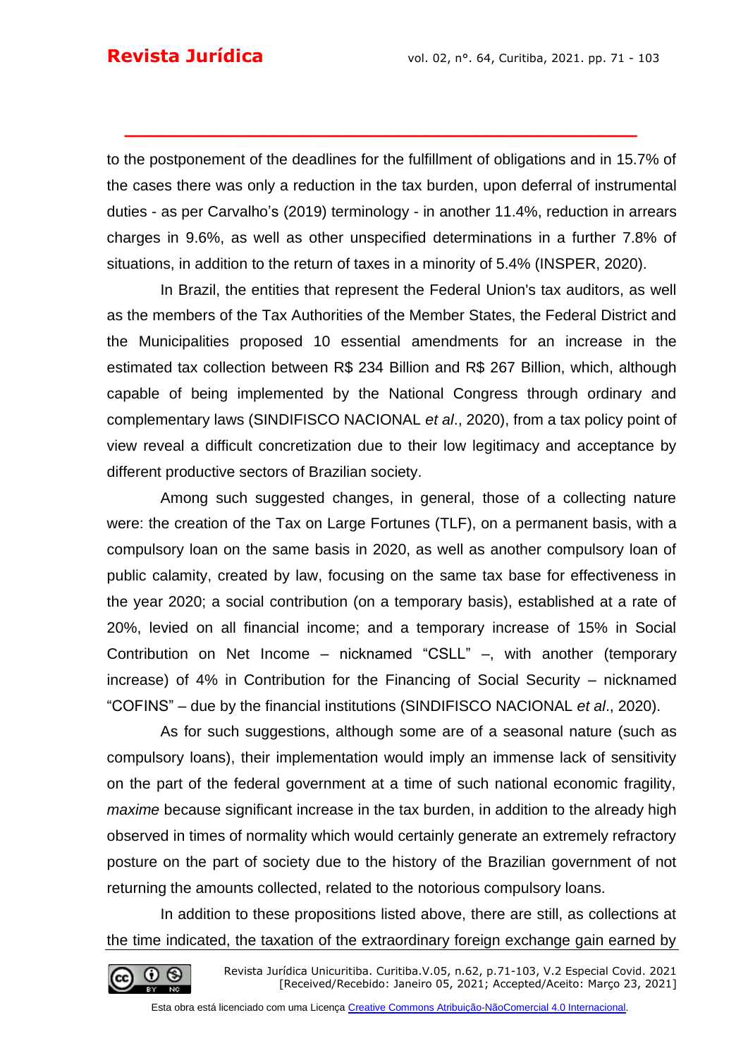to the postponement of the deadlines for the fulfillment of obligations and in 15.7% of the cases there was only a reduction in the tax burden, upon deferral of instrumental duties - as per Carvalho's (2019) terminology - in another 11.4%, reduction in arrears charges in 9.6%, as well as other unspecified determinations in a further 7.8% of situations, in addition to the return of taxes in a minority of 5.4% (INSPER, 2020).

In Brazil, the entities that represent the Federal Union's tax auditors, as well as the members of the Tax Authorities of the Member States, the Federal District and the Municipalities proposed 10 essential amendments for an increase in the estimated tax collection between R$ 234 Billion and R$ 267 Billion, which, although capable of being implemented by the National Congress through ordinary and complementary laws (SINDIFISCO NACIONAL *et al*., 2020), from a tax policy point of view reveal a difficult concretization due to their low legitimacy and acceptance by different productive sectors of Brazilian society.

Among such suggested changes, in general, those of a collecting nature were: the creation of the Tax on Large Fortunes (TLF), on a permanent basis, with a compulsory loan on the same basis in 2020, as well as another compulsory loan of public calamity, created by law, focusing on the same tax base for effectiveness in the year 2020; a social contribution (on a temporary basis), established at a rate of 20%, levied on all financial income; and a temporary increase of 15% in Social Contribution on Net Income – nicknamed "CSLL" –, with another (temporary increase) of 4% in Contribution for the Financing of Social Security – nicknamed "COFINS" – due by the financial institutions (SINDIFISCO NACIONAL *et al*., 2020).

As for such suggestions, although some are of a seasonal nature (such as compulsory loans), their implementation would imply an immense lack of sensitivity on the part of the federal government at a time of such national economic fragility, *maxime* because significant increase in the tax burden, in addition to the already high observed in times of normality which would certainly generate an extremely refractory posture on the part of society due to the history of the Brazilian government of not returning the amounts collected, related to the notorious compulsory loans.

In addition to these propositions listed above, there are still, as collections at the time indicated, the taxation of the extraordinary foreign exchange gain earned by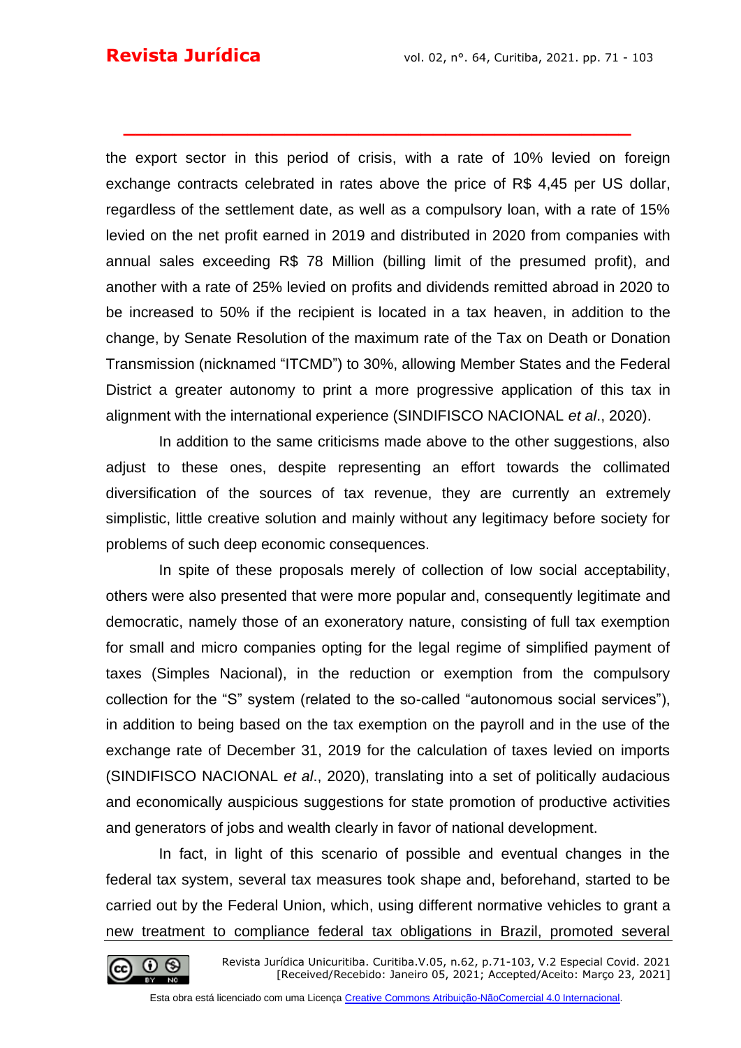the export sector in this period of crisis, with a rate of 10% levied on foreign exchange contracts celebrated in rates above the price of R$ 4,45 per US dollar, regardless of the settlement date, as well as a compulsory loan, with a rate of 15% levied on the net profit earned in 2019 and distributed in 2020 from companies with annual sales exceeding R$ 78 Million (billing limit of the presumed profit), and another with a rate of 25% levied on profits and dividends remitted abroad in 2020 to be increased to 50% if the recipient is located in a tax heaven, in addition to the change, by Senate Resolution of the maximum rate of the Tax on Death or Donation Transmission (nicknamed "ITCMD") to 30%, allowing Member States and the Federal District a greater autonomy to print a more progressive application of this tax in alignment with the international experience (SINDIFISCO NACIONAL *et al*., 2020).

In addition to the same criticisms made above to the other suggestions, also adjust to these ones, despite representing an effort towards the collimated diversification of the sources of tax revenue, they are currently an extremely simplistic, little creative solution and mainly without any legitimacy before society for problems of such deep economic consequences.

In spite of these proposals merely of collection of low social acceptability, others were also presented that were more popular and, consequently legitimate and democratic, namely those of an exoneratory nature, consisting of full tax exemption for small and micro companies opting for the legal regime of simplified payment of taxes (Simples Nacional), in the reduction or exemption from the compulsory collection for the "S" system (related to the so-called "autonomous social services"), in addition to being based on the tax exemption on the payroll and in the use of the exchange rate of December 31, 2019 for the calculation of taxes levied on imports (SINDIFISCO NACIONAL *et al*., 2020), translating into a set of politically audacious and economically auspicious suggestions for state promotion of productive activities and generators of jobs and wealth clearly in favor of national development.

In fact, in light of this scenario of possible and eventual changes in the federal tax system, several tax measures took shape and, beforehand, started to be carried out by the Federal Union, which, using different normative vehicles to grant a new treatment to compliance federal tax obligations in Brazil, promoted several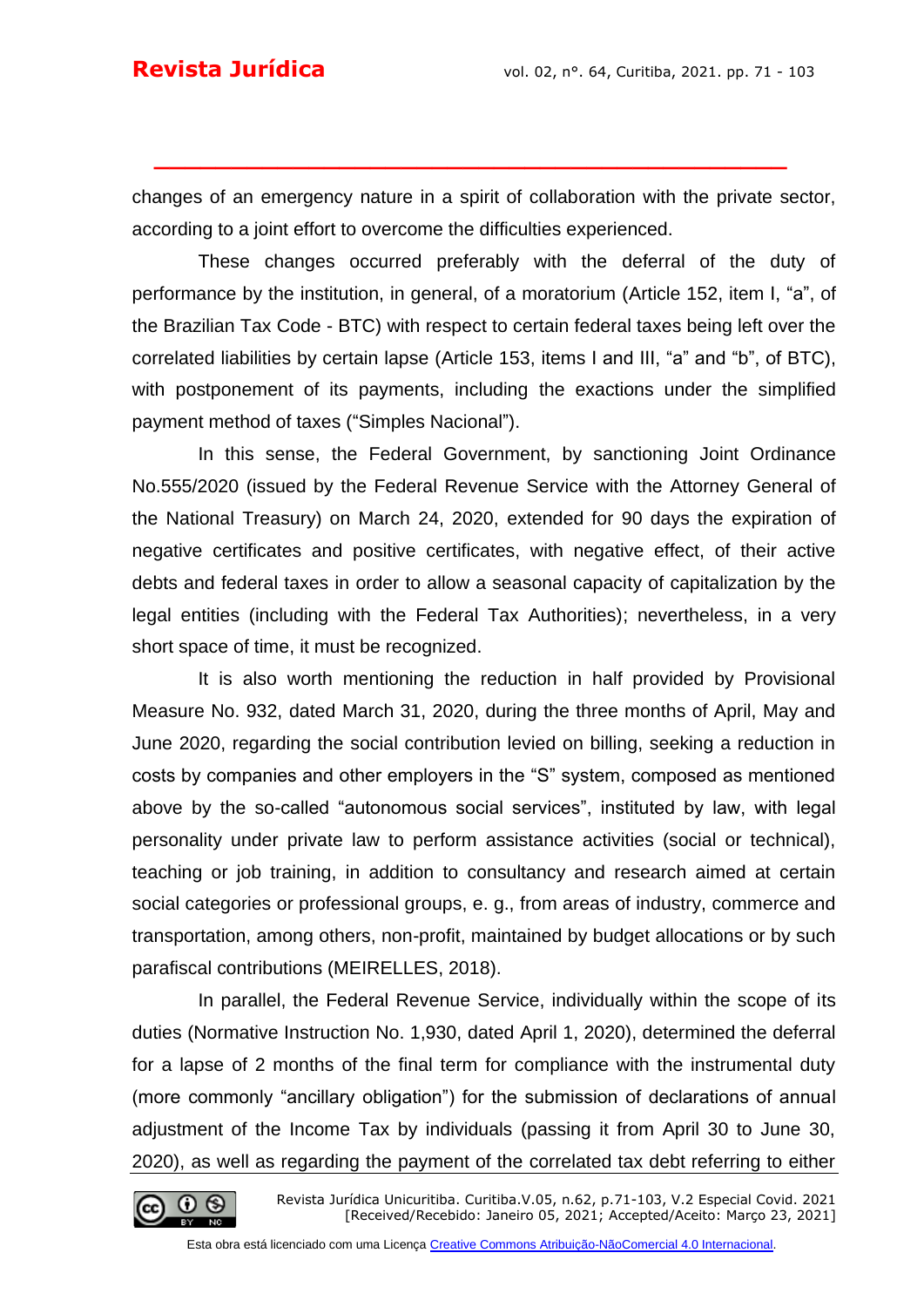changes of an emergency nature in a spirit of collaboration with the private sector, according to a joint effort to overcome the difficulties experienced.

These changes occurred preferably with the deferral of the duty of performance by the institution, in general, of a moratorium (Article 152, item I, "a", of the Brazilian Tax Code - BTC) with respect to certain federal taxes being left over the correlated liabilities by certain lapse (Article 153, items I and III, "a" and "b", of BTC), with postponement of its payments, including the exactions under the simplified payment method of taxes ("Simples Nacional").

In this sense, the Federal Government, by sanctioning Joint Ordinance No.555/2020 (issued by the Federal Revenue Service with the Attorney General of the National Treasury) on March 24, 2020, extended for 90 days the expiration of negative certificates and positive certificates, with negative effect, of their active debts and federal taxes in order to allow a seasonal capacity of capitalization by the legal entities (including with the Federal Tax Authorities); nevertheless, in a very short space of time, it must be recognized.

It is also worth mentioning the reduction in half provided by Provisional Measure No. 932, dated March 31, 2020, during the three months of April, May and June 2020, regarding the social contribution levied on billing, seeking a reduction in costs by companies and other employers in the "S" system, composed as mentioned above by the so-called "autonomous social services", instituted by law, with legal personality under private law to perform assistance activities (social or technical), teaching or job training, in addition to consultancy and research aimed at certain social categories or professional groups, e. g., from areas of industry, commerce and transportation, among others, non-profit, maintained by budget allocations or by such parafiscal contributions (MEIRELLES, 2018).

In parallel, the Federal Revenue Service, individually within the scope of its duties (Normative Instruction No. 1,930, dated April 1, 2020), determined the deferral for a lapse of 2 months of the final term for compliance with the instrumental duty (more commonly "ancillary obligation") for the submission of declarations of annual adjustment of the Income Tax by individuals (passing it from April 30 to June 30, 2020), as well as regarding the payment of the correlated tax debt referring to either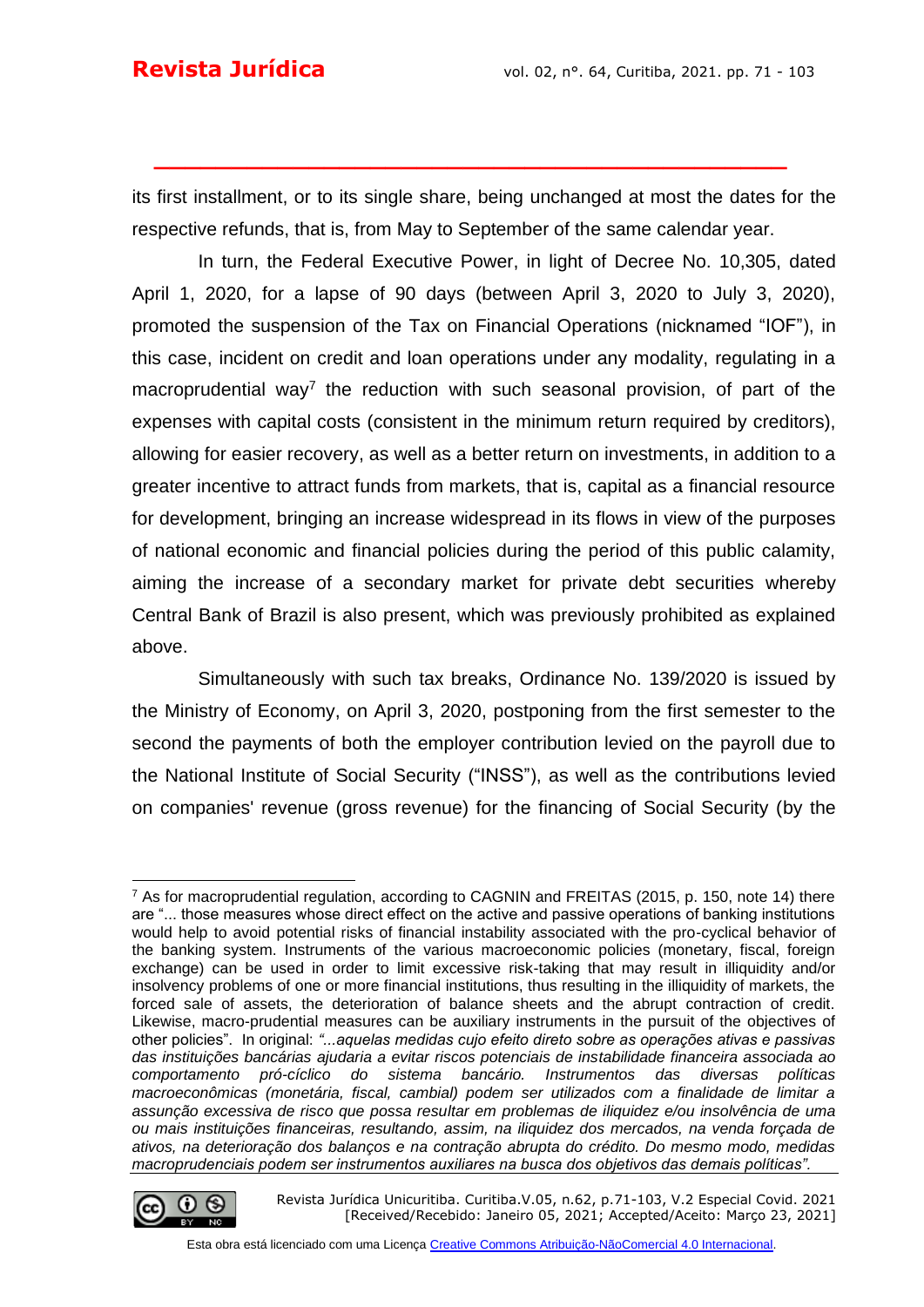its first installment, or to its single share, being unchanged at most the dates for the respective refunds, that is, from May to September of the same calendar year.

In turn, the Federal Executive Power, in light of Decree No. 10,305, dated April 1, 2020, for a lapse of 90 days (between April 3, 2020 to July 3, 2020), promoted the suspension of the Tax on Financial Operations (nicknamed "IOF"), in this case, incident on credit and loan operations under any modality, regulating in a macroprudential way[7] the reduction with such seasonal provision, of part of the expenses with capital costs (consistent in the minimum return required by creditors), allowing for easier recovery, as well as a better return on investments, in addition to a greater incentive to attract funds from markets, that is, capital as a financial resource for development, bringing an increase widespread in its flows in view of the purposes of national economic and financial policies during the period of this public calamity, aiming the increase of a secondary market for private debt securities whereby Central Bank of Brazil is also present, which was previously prohibited as explained above.

Simultaneously with such tax breaks, Ordinance No. 139/2020 is issued by the Ministry of Economy, on April 3, 2020, postponing from the first semester to the second the payments of both the employer contribution levied on the payroll due to the National Institute of Social Security ("INSS"), as well as the contributions levied on companies' revenue (gross revenue) for the financing of Social Security (by the

---

[7] As for macroprudential regulation, according to CAGNIN and FREITAS (2015, p. 150, note 14) there are "... those measures whose direct effect on the active and passive operations of banking institutions would help to avoid potential risks of financial instability associated with the pro-cyclical behavior of the banking system. Instruments of the various macroeconomic policies (monetary, fiscal, foreign exchange) can be used in order to limit excessive risk-taking that may result in illiquidity and/or insolvency problems of one or more financial institutions, thus resulting in the illiquidity of markets, the forced sale of assets, the deterioration of balance sheets and the abrupt contraction of credit. Likewise, macro-prudential measures can be auxiliary instruments in the pursuit of the objectives of other policies". In original: *"...aquelas medidas cujo efeito direto sobre as operações ativas e passivas das instituições bancárias ajudaria a evitar riscos potenciais de instabilidade financeira associada ao comportamento pró-cíclico do sistema bancário. Instrumentos das diversas políticas macroeconômicas (monetária, fiscal, cambial) podem ser utilizados com a finalidade de limitar a assunção excessiva de risco que possa resultar em problemas de iliquidez e/ou insolvência de uma ou mais instituições financeiras, resultando, assim, na iliquidez dos mercados, na venda forçada de ativos, na deterioração dos balanços e na contração abrupta do crédito. Do mesmo modo, medidas macroprudenciais podem ser instrumentos auxiliares na busca dos objetivos das demais políticas".*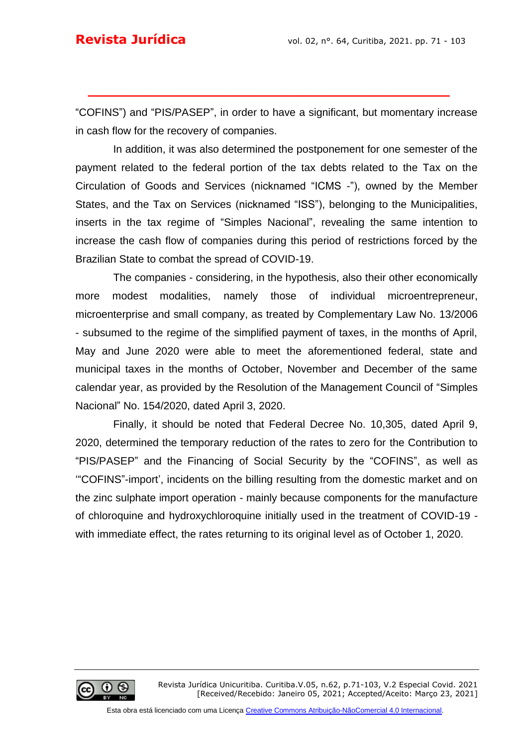“COFINS”) and “PIS/PASEP”, in order to have a significant, but momentary increase in cash flow for the recovery of companies.

In addition, it was also determined the postponement for one semester of the payment related to the federal portion of the tax debts related to the Tax on the Circulation of Goods and Services (nicknamed “ICMS -”), owned by the Member States, and the Tax on Services (nicknamed “ISS”), belonging to the Municipalities, inserts in the tax regime of “Simples Nacional”, revealing the same intention to increase the cash flow of companies during this period of restrictions forced by the Brazilian State to combat the spread of COVID-19.

The companies - considering, in the hypothesis, also their other economically more modest modalities, namely those of individual microentrepreneur, microenterprise and small company, as treated by Complementary Law No. 13/2006 - subsumed to the regime of the simplified payment of taxes, in the months of April, May and June 2020 were able to meet the aforementioned federal, state and municipal taxes in the months of October, November and December of the same calendar year, as provided by the Resolution of the Management Council of “Simples Nacional” No. 154/2020, dated April 3, 2020.

Finally, it should be noted that Federal Decree No. 10,305, dated April 9, 2020, determined the temporary reduction of the rates to zero for the Contribution to “PIS/PASEP” and the Financing of Social Security by the “COFINS”, as well as ‘“COFINS”-import’, incidents on the billing resulting from the domestic market and on the zinc sulphate import operation - mainly because components for the manufacture of chloroquine and hydroxychloroquine initially used in the treatment of COVID-19 - with immediate effect, the rates returning to its original level as of October 1, 2020.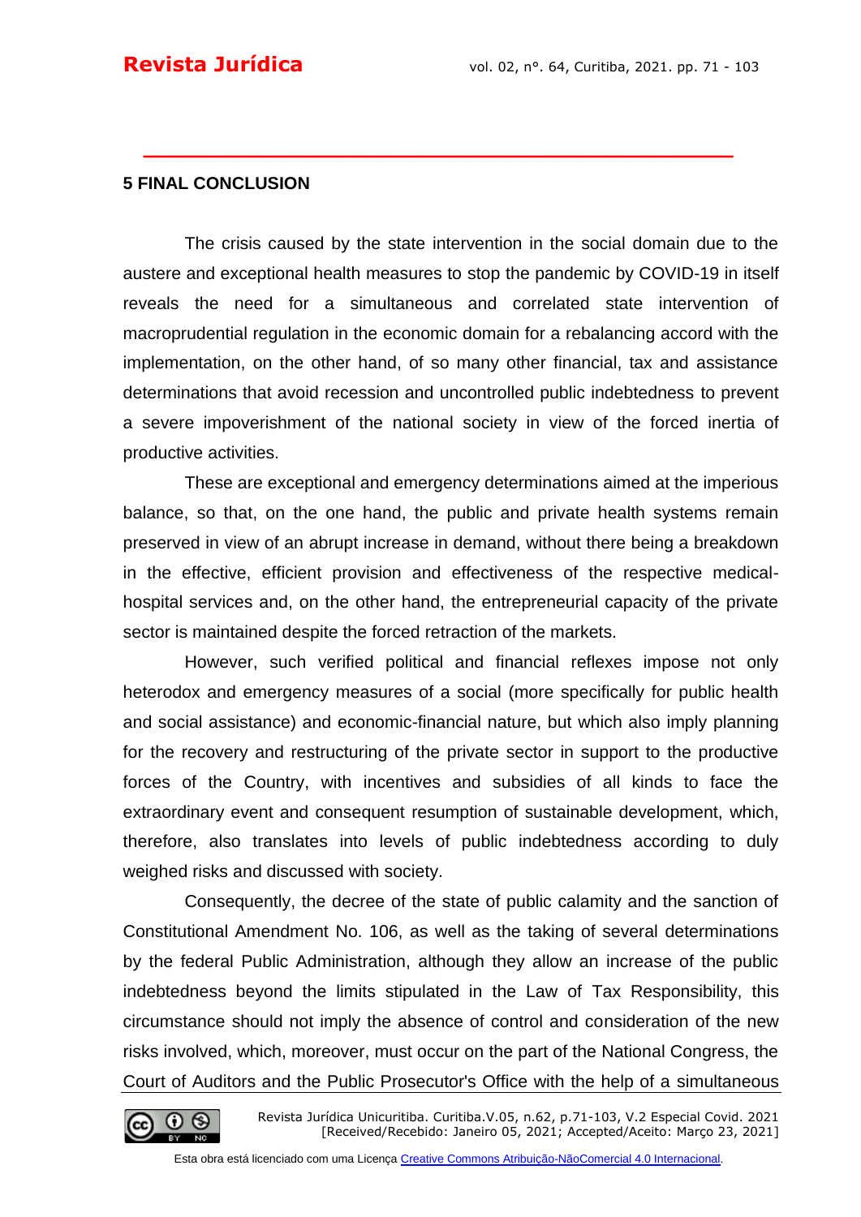## 5 FINAL CONCLUSION

The crisis caused by the state intervention in the social domain due to the austere and exceptional health measures to stop the pandemic by COVID-19 in itself reveals the need for a simultaneous and correlated state intervention of macroprudential regulation in the economic domain for a rebalancing accord with the implementation, on the other hand, of so many other financial, tax and assistance determinations that avoid recession and uncontrolled public indebtedness to prevent a severe impoverishment of the national society in view of the forced inertia of productive activities.

These are exceptional and emergency determinations aimed at the imperious balance, so that, on the one hand, the public and private health systems remain preserved in view of an abrupt increase in demand, without there being a breakdown in the effective, efficient provision and effectiveness of the respective medical-hospital services and, on the other hand, the entrepreneurial capacity of the private sector is maintained despite the forced retraction of the markets.

However, such verified political and financial reflexes impose not only heterodox and emergency measures of a social (more specifically for public health and social assistance) and economic-financial nature, but which also imply planning for the recovery and restructuring of the private sector in support to the productive forces of the Country, with incentives and subsidies of all kinds to face the extraordinary event and consequent resumption of sustainable development, which, therefore, also translates into levels of public indebtedness according to duly weighed risks and discussed with society.

Consequently, the decree of the state of public calamity and the sanction of Constitutional Amendment No. 106, as well as the taking of several determinations by the federal Public Administration, although they allow an increase of the public indebtedness beyond the limits stipulated in the Law of Tax Responsibility, this circumstance should not imply the absence of control and consideration of the new risks involved, which, moreover, must occur on the part of the National Congress, the Court of Auditors and the Public Prosecutor's Office with the help of a simultaneous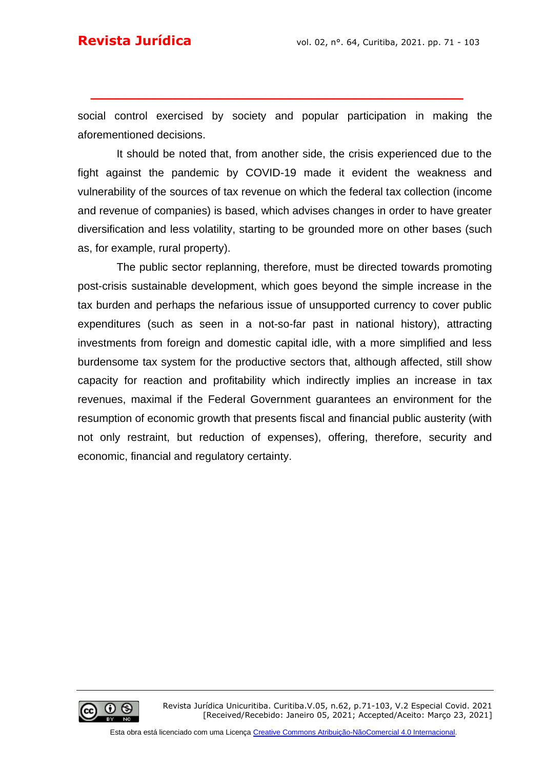social control exercised by society and popular participation in making the aforementioned decisions.

It should be noted that, from another side, the crisis experienced due to the fight against the pandemic by COVID-19 made it evident the weakness and vulnerability of the sources of tax revenue on which the federal tax collection (income and revenue of companies) is based, which advises changes in order to have greater diversification and less volatility, starting to be grounded more on other bases (such as, for example, rural property).

The public sector replanning, therefore, must be directed towards promoting post-crisis sustainable development, which goes beyond the simple increase in the tax burden and perhaps the nefarious issue of unsupported currency to cover public expenditures (such as seen in a not-so-far past in national history), attracting investments from foreign and domestic capital idle, with a more simplified and less burdensome tax system for the productive sectors that, although affected, still show capacity for reaction and profitability which indirectly implies an increase in tax revenues, maximal if the Federal Government guarantees an environment for the resumption of economic growth that presents fiscal and financial public austerity (with not only restraint, but reduction of expenses), offering, therefore, security and economic, financial and regulatory certainty.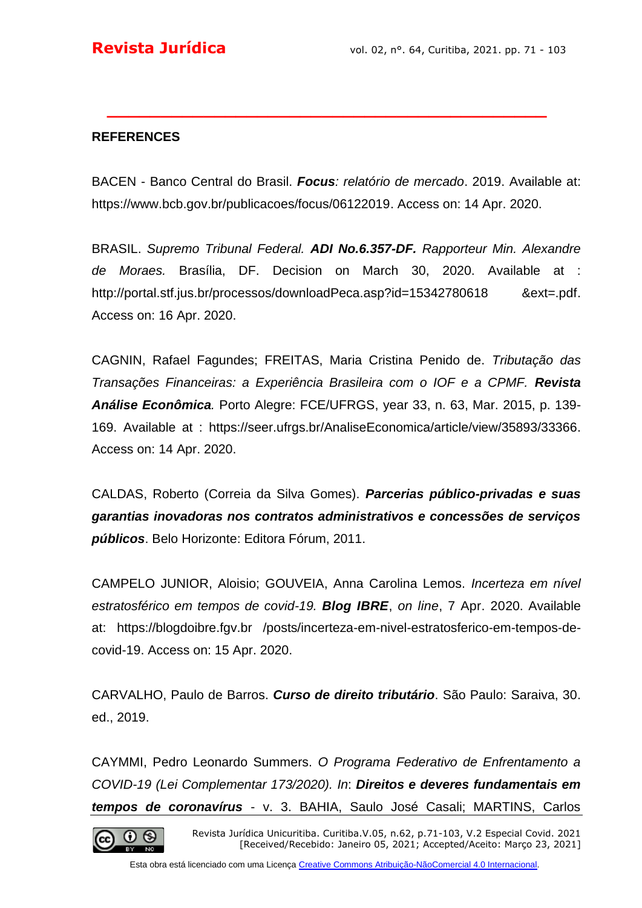## REFERENCES

BACEN - Banco Central do Brasil. ***Focus****: relatório de mercado*. 2019. Available at: https://www.bcb.gov.br/publicacoes/focus/06122019. Access on: 14 Apr. 2020.

BRASIL. *Supremo Tribunal Federal.* ***ADI No.6.357-DF.*** *Rapporteur Min. Alexandre de Moraes.* Brasília, DF. Decision on March 30, 2020. Available at : http://portal.stf.jus.br/processos/downloadPeca.asp?id=15342780618 &ext=.pdf. Access on: 16 Apr. 2020.

CAGNIN, Rafael Fagundes; FREITAS, Maria Cristina Penido de. *Tributação das Transações Financeiras: a Experiência Brasileira com o IOF e a CPMF.* ***Revista Análise Econômica****.* Porto Alegre: FCE/UFRGS, year 33, n. 63, Mar. 2015, p. 139-169. Available at : https://seer.ufrgs.br/AnaliseEconomica/article/view/35893/33366. Access on: 14 Apr. 2020.

CALDAS, Roberto (Correia da Silva Gomes). ***Parcerias público-privadas e suas garantias inovadoras nos contratos administrativos e concessões de serviços públicos***. Belo Horizonte: Editora Fórum, 2011.

CAMPELO JUNIOR, Aloisio; GOUVEIA, Anna Carolina Lemos. *Incerteza em nível estratosférico em tempos de covid-19.* ***Blog IBRE***, *on line*, 7 Apr. 2020. Available at: https://blogdoibre.fgv.br /posts/incerteza-em-nivel-estratosferico-em-tempos-de-covid-19. Access on: 15 Apr. 2020.

CARVALHO, Paulo de Barros. ***Curso de direito tributário***. São Paulo: Saraiva, 30. ed., 2019.

CAYMMI, Pedro Leonardo Summers. *O Programa Federativo de Enfrentamento a COVID-19 (Lei Complementar 173/2020). In*: ***Direitos e deveres fundamentais em tempos de coronavírus*** - v. 3. BAHIA, Saulo José Casali; MARTINS, Carlos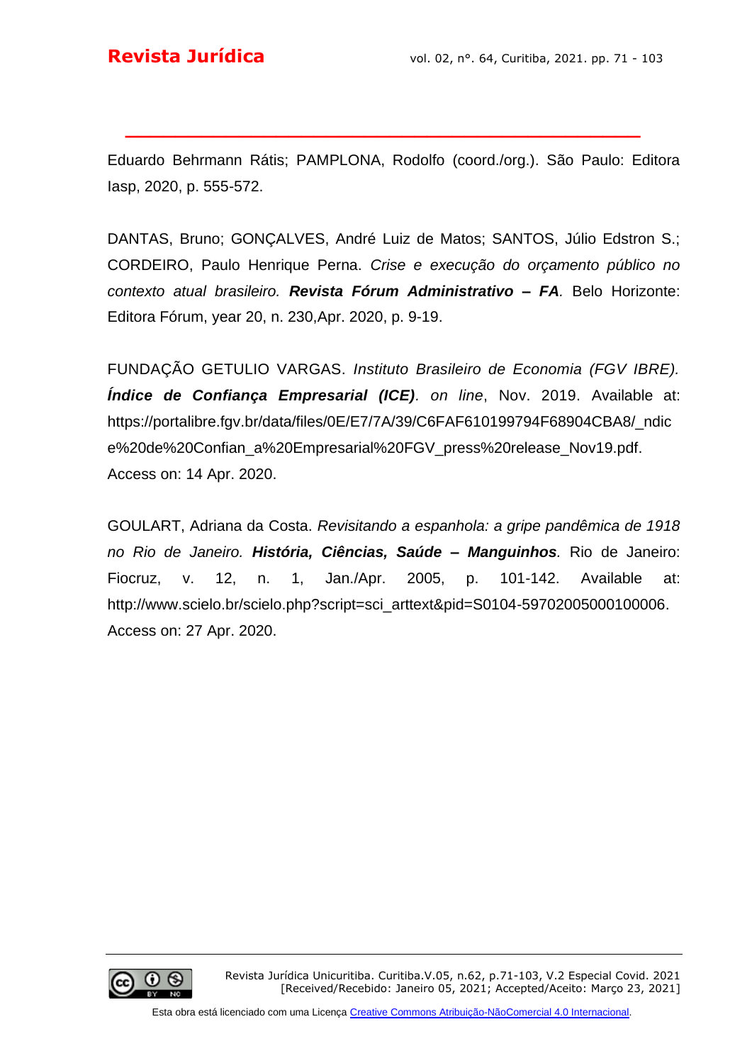Eduardo Behrmann Rátis; PAMPLONA, Rodolfo (coord./org.). São Paulo: Editora Iasp, 2020, p. 555-572.

DANTAS, Bruno; GONÇALVES, André Luiz de Matos; SANTOS, Júlio Edstron S.; CORDEIRO, Paulo Henrique Perna. *Crise e execução do orçamento público no contexto atual brasileiro.* ***Revista Fórum Administrativo – FA***. Belo Horizonte: Editora Fórum, year 20, n. 230,Apr. 2020, p. 9-19.

FUNDAÇÃO GETULIO VARGAS. *Instituto Brasileiro de Economia (FGV IBRE).* ***Índice de Confiança Empresarial (ICE)***. *on line*, Nov. 2019. Available at: https://portalibre.fgv.br/data/files/0E/E7/7A/39/C6FAF610199794F68904CBA8/_ndice%20de%20Confian_a%20Empresarial%20FGV_press%20release_Nov19.pdf. Access on: 14 Apr. 2020.

GOULART, Adriana da Costa. *Revisitando a espanhola: a gripe pandêmica de 1918 no Rio de Janeiro.* ***História, Ciências, Saúde – Manguinhos***. Rio de Janeiro: Fiocruz, v. 12, n. 1, Jan./Apr. 2005, p. 101-142. Available at: http://www.scielo.br/scielo.php?script=sci_arttext&pid=S0104-59702005000100006. Access on: 27 Apr. 2020.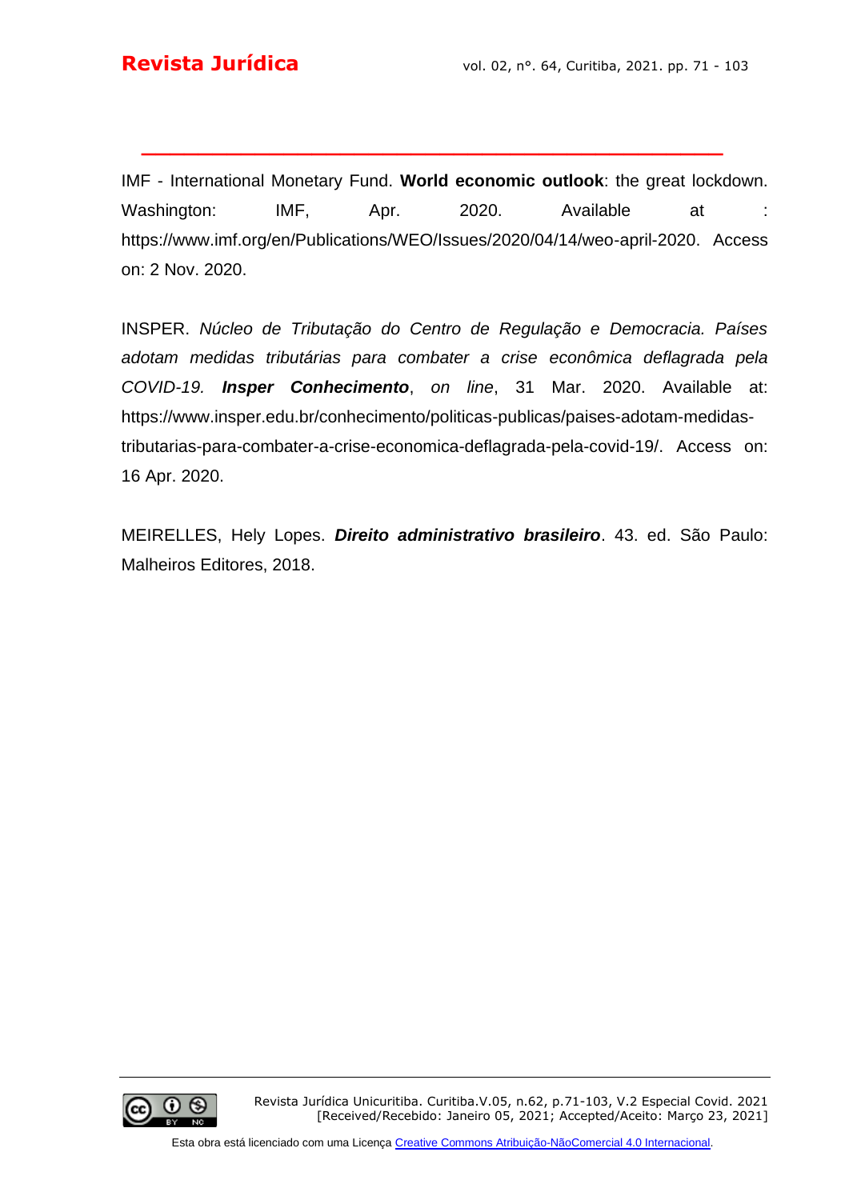IMF - International Monetary Fund. **World economic outlook**: the great lockdown. Washington: IMF, Apr. 2020. Available at : https://www.imf.org/en/Publications/WEO/Issues/2020/04/14/weo-april-2020. Access on: 2 Nov. 2020.

INSPER. *Núcleo de Tributação do Centro de Regulação e Democracia. Países adotam medidas tributárias para combater a crise econômica deflagrada pela COVID-19.* ***Insper Conhecimento***, *on line*, 31 Mar. 2020. Available at: https://www.insper.edu.br/conhecimento/politicas-publicas/paises-adotam-medidas-tributarias-para-combater-a-crise-economica-deflagrada-pela-covid-19/. Access on: 16 Apr. 2020.

MEIRELLES, Hely Lopes. ***Direito administrativo brasileiro***. 43. ed. São Paulo: Malheiros Editores, 2018.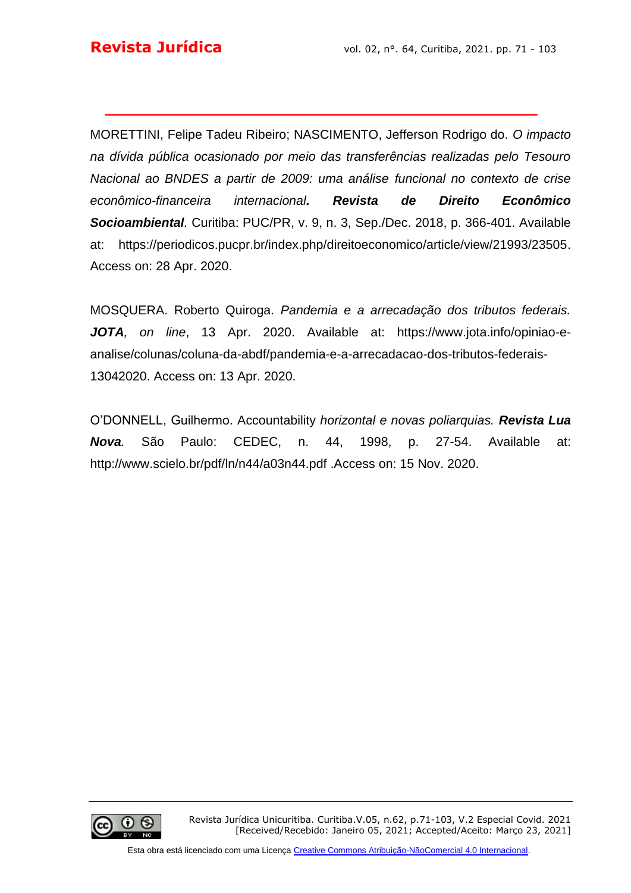MORETTINI, Felipe Tadeu Ribeiro; NASCIMENTO, Jefferson Rodrigo do. *O impacto na dívida pública ocasionado por meio das transferências realizadas pelo Tesouro Nacional ao BNDES a partir de 2009: uma análise funcional no contexto de crise econômico-financeira internacional*. ***Revista de Direito Econômico Socioambiental***. Curitiba: PUC/PR, v. 9, n. 3, Sep./Dec. 2018, p. 366-401. Available at: https://periodicos.pucpr.br/index.php/direitoeconomico/article/view/21993/23505. Access on: 28 Apr. 2020.

MOSQUERA. Roberto Quiroga. *Pandemia e a arrecadação dos tributos federais.* ***JOTA***, *on line*, 13 Apr. 2020. Available at: https://www.jota.info/opiniao-e-analise/colunas/coluna-da-abdf/pandemia-e-a-arrecadacao-dos-tributos-federais-13042020. Access on: 13 Apr. 2020.

O'DONNELL, Guilhermo. Accountability *horizontal e novas poliarquias.* ***Revista Lua Nova***. São Paulo: CEDEC, n. 44, 1998, p. 27-54. Available at: http://www.scielo.br/pdf/ln/n44/a03n44.pdf .Access on: 15 Nov. 2020.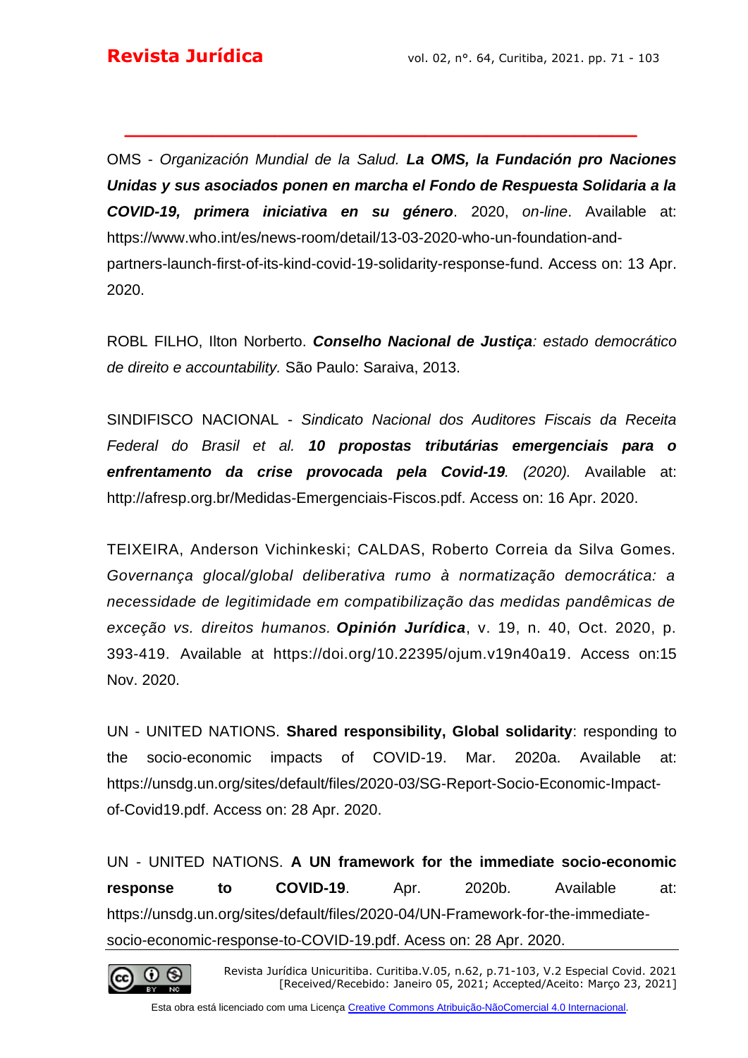OMS - *Organización Mundial de la Salud.* ***La OMS, la Fundación pro Naciones Unidas y sus asociados ponen en marcha el Fondo de Respuesta Solidaria a la COVID-19, primera iniciativa en su género***. 2020, *on-line*. Available at: https://www.who.int/es/news-room/detail/13-03-2020-who-un-foundation-and-partners-launch-first-of-its-kind-covid-19-solidarity-response-fund. Access on: 13 Apr. 2020.

ROBL FILHO, Ilton Norberto. ***Conselho Nacional de Justiça****: estado democrático de direito e accountability.* São Paulo: Saraiva, 2013.

SINDIFISCO NACIONAL - *Sindicato Nacional dos Auditores Fiscais da Receita Federal do Brasil et al.* ***10 propostas tributárias emergenciais para o enfrentamento da crise provocada pela Covid-19****. (2020).* Available at: http://afresp.org.br/Medidas-Emergenciais-Fiscos.pdf. Access on: 16 Apr. 2020.

TEIXEIRA, Anderson Vichinkeski; CALDAS, Roberto Correia da Silva Gomes. *Governança glocal/global deliberativa rumo à normatização democrática: a necessidade de legitimidade em compatibilização das medidas pandêmicas de exceção vs. direitos humanos.* ***Opinión Jurídica***, v. 19, n. 40, Oct. 2020, p. 393-419. Available at https://doi.org/10.22395/ojum.v19n40a19. Access on:15 Nov. 2020.

UN - UNITED NATIONS. **Shared responsibility, Global solidarity**: responding to the socio-economic impacts of COVID-19. Mar. 2020a. Available at: https://unsdg.un.org/sites/default/files/2020-03/SG-Report-Socio-Economic-Impact-of-Covid19.pdf. Access on: 28 Apr. 2020.

UN - UNITED NATIONS. **A UN framework for the immediate socio-economic response to COVID-19**. Apr. 2020b. Available at: https://unsdg.un.org/sites/default/files/2020-04/UN-Framework-for-the-immediate-socio-economic-response-to-COVID-19.pdf. Acess on: 28 Apr. 2020.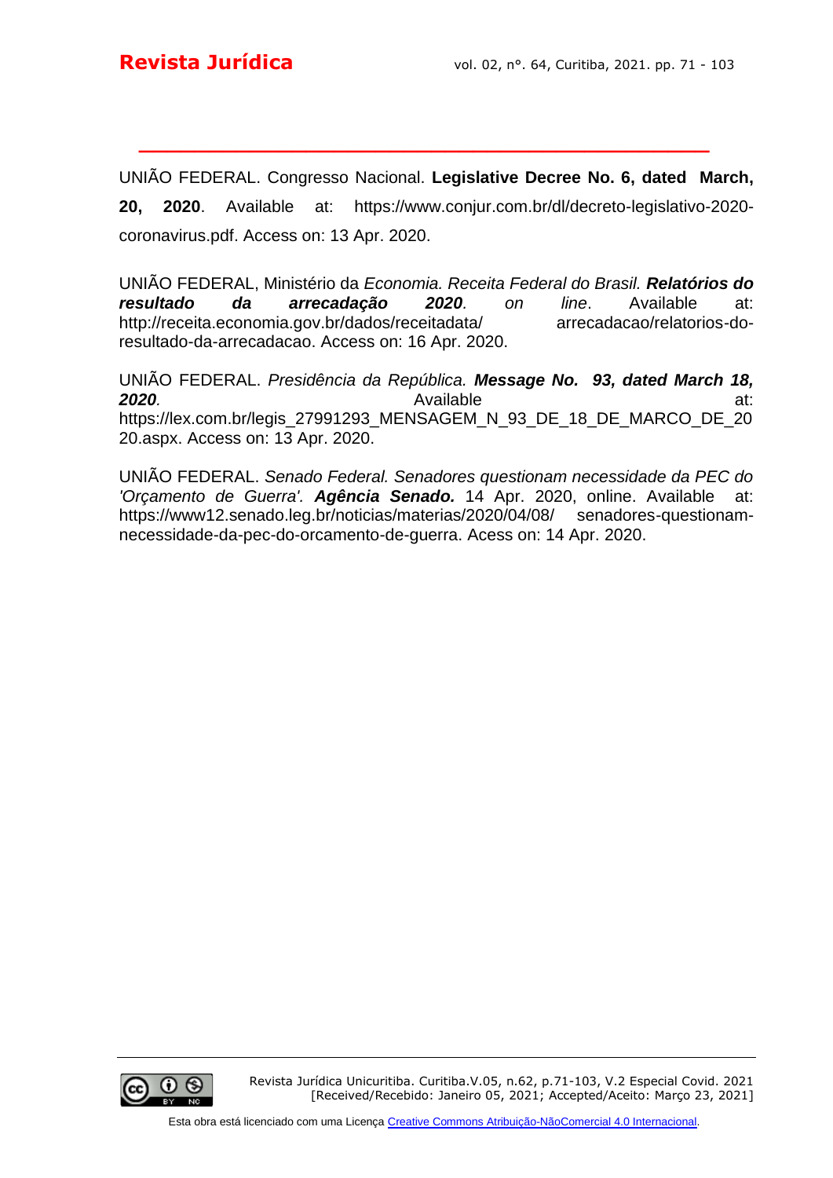UNIÃO FEDERAL. Congresso Nacional. **Legislative Decree No. 6, dated March, 20, 2020**. Available at: https://www.conjur.com.br/dl/decreto-legislativo-2020-coronavirus.pdf. Access on: 13 Apr. 2020.

UNIÃO FEDERAL, Ministério da *Economia. Receita Federal do Brasil.* ***Relatórios do resultado da arrecadação 2020****. on line*. Available at: http://receita.economia.gov.br/dados/receitadata/ arrecadacao/relatorios-do-resultado-da-arrecadacao. Access on: 16 Apr. 2020.

UNIÃO FEDERAL. *Presidência da República.* ***Message No. 93, dated March 18, 2020****.* Available at: https://lex.com.br/legis_27991293_MENSAGEM_N_93_DE_18_DE_MARCO_DE_2020.aspx. Access on: 13 Apr. 2020.

UNIÃO FEDERAL. *Senado Federal. Senadores questionam necessidade da PEC do 'Orçamento de Guerra'.* ***Agência Senado.*** 14 Apr. 2020, online. Available at: https://www12.senado.leg.br/noticias/materias/2020/04/08/ senadores-questionam-necessidade-da-pec-do-orcamento-de-guerra. Acess on: 14 Apr. 2020.